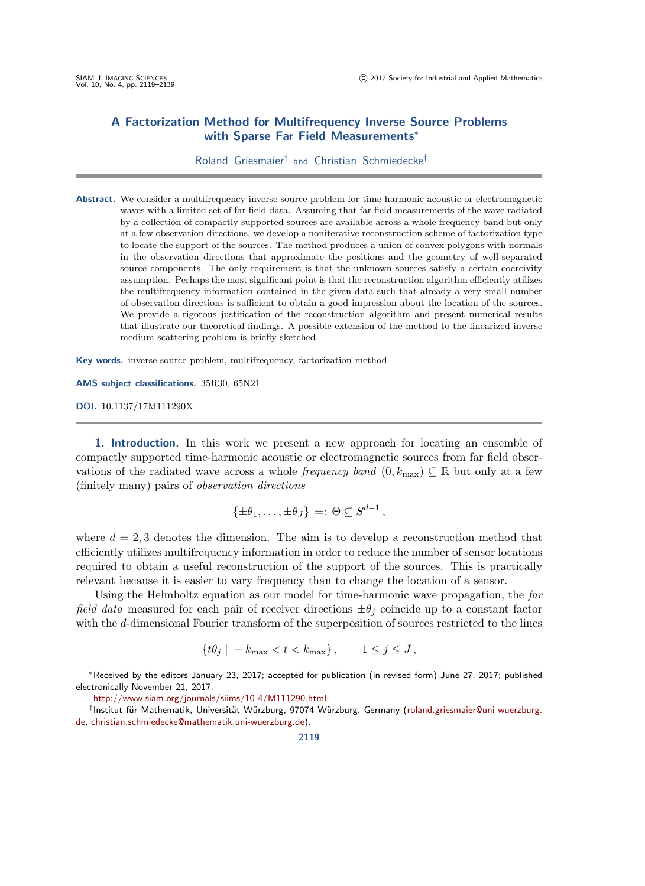# A Factorization Method for Multifrequency Inverse Source Problems with Sparse Far Field Measurements*

Roland Griesmaier† and Christian Schmiedecke†

**Abstract.** We consider a multifrequency inverse source problem for time-harmonic acoustic or electromagnetic waves with a limited set of far field data. Assuming that far field measurements of the wave radiated by a collection of compactly supported sources are available across a whole frequency band but only at a few observation directions, we develop a noniterative reconstruction scheme of factorization type to locate the support of the sources. The method produces a union of convex polygons with normals in the observation directions that approximate the positions and the geometry of well-separated source components. The only requirement is that the unknown sources satisfy a certain coercivity assumption. Perhaps the most significant point is that the reconstruction algorithm efficiently utilizes the multifrequency information contained in the given data such that already a very small number of observation directions is sufficient to obtain a good impression about the location of the sources. We provide a rigorous justification of the reconstruction algorithm and present numerical results that illustrate our theoretical findings. A possible extension of the method to the linearized inverse medium scattering problem is briefly sketched.

**Key words.** inverse source problem, multifrequency, factorization method

**AMS subject classifications.** 35R30, 65N21

**DOI.** 10.1137/17M111290X

## 1. Introduction.

In this work we present a new approach for locating an ensemble of compactly supported time-harmonic acoustic or electromagnetic sources from far field observations of the radiated wave across a whole *frequency band* $(0, k_{\max}) \subseteq \mathbb{R}$ but only at a few (finitely many) pairs of *observation directions*

$$\{\pm\theta_1, \dots, \pm\theta_J\} =: \Theta \subseteq S^{d-1},$$

where $d = 2, 3$ denotes the dimension. The aim is to develop a reconstruction method that efficiently utilizes multifrequency information in order to reduce the number of sensor locations required to obtain a useful reconstruction of the support of the sources. This is practically relevant because it is easier to vary frequency than to change the location of a sensor.

Using the Helmholtz equation as our model for time-harmonic wave propagation, the *far field data* measured for each pair of receiver directions $\pm\theta_j$ coincide up to a constant factor with the $d$-dimensional Fourier transform of the superposition of sources restricted to the lines

$$\{t\theta_j \mid -k_{\max} < t < k_{\max}\}, \qquad 1 \leq j \leq J,$$

*Received by the editors January 23, 2017; accepted for publication (in revised form) June 27, 2017; published electronically November 21, 2017.

http://www.siam.org/journals/siims/10-4/M111290.html

†Institut für Mathematik, Universität Würzburg, 97074 Würzburg, Germany (roland.griesmaier@uni-wuerzburg.de, christian.schmiedecke@mathematik.uni-wuerzburg.de).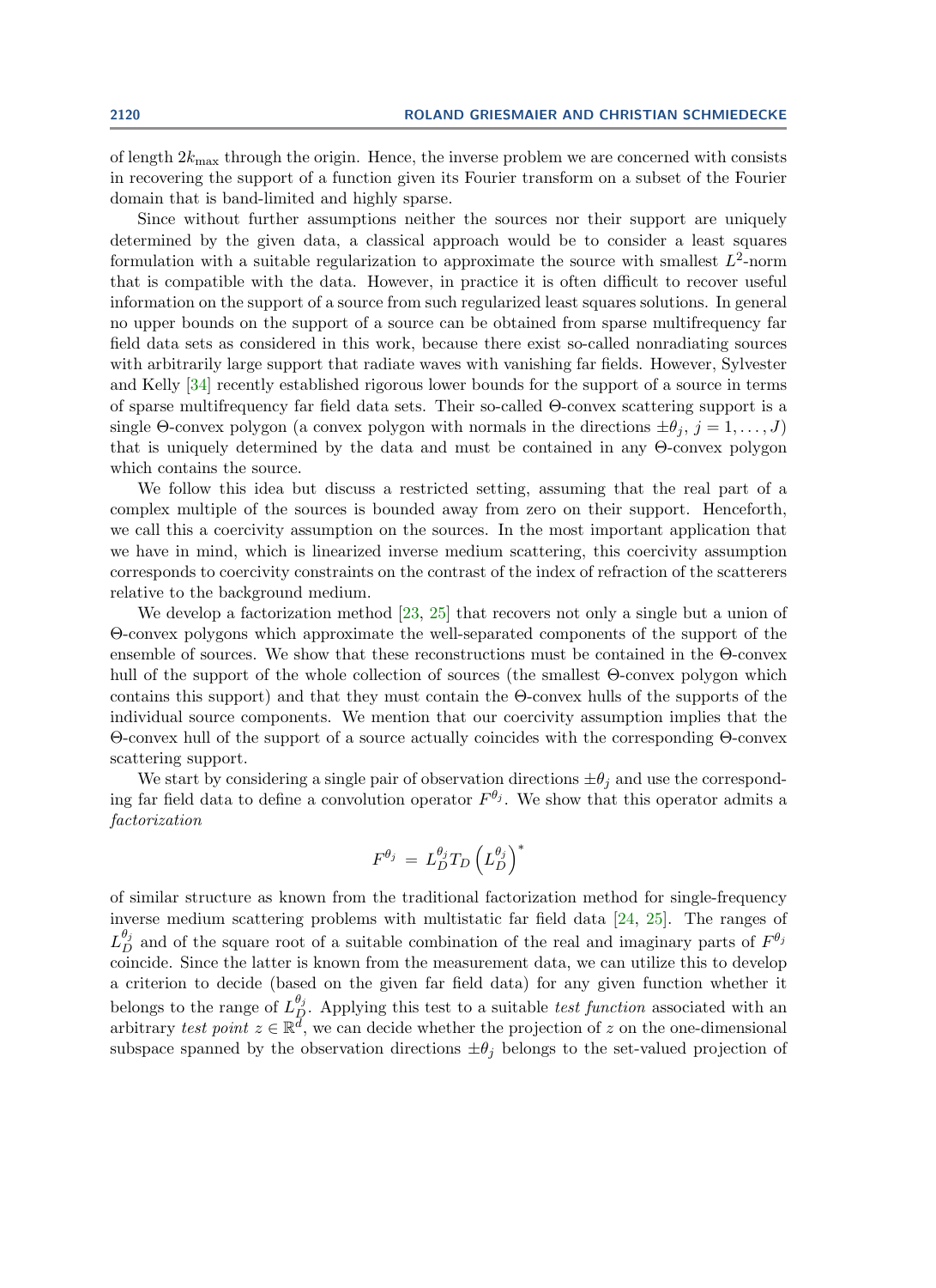of length $2k_{\max}$ through the origin. Hence, the inverse problem we are concerned with consists in recovering the support of a function given its Fourier transform on a subset of the Fourier domain that is band-limited and highly sparse.

Since without further assumptions neither the sources nor their support are uniquely determined by the given data, a classical approach would be to consider a least squares formulation with a suitable regularization to approximate the source with smallest $L^2$-norm that is compatible with the data. However, in practice it is often difficult to recover useful information on the support of a source from such regularized least squares solutions. In general no upper bounds on the support of a source can be obtained from sparse multifrequency far field data sets as considered in this work, because there exist so-called nonradiating sources with arbitrarily large support that radiate waves with vanishing far fields. However, Sylvester and Kelly [34] recently established rigorous lower bounds for the support of a source in terms of sparse multifrequency far field data sets. Their so-called $\Theta$-convex scattering support is a single $\Theta$-convex polygon (a convex polygon with normals in the directions $\pm\theta_j$, $j = 1, \ldots, J$) that is uniquely determined by the data and must be contained in any $\Theta$-convex polygon which contains the source.

We follow this idea but discuss a restricted setting, assuming that the real part of a complex multiple of the sources is bounded away from zero on their support. Henceforth, we call this a coercivity assumption on the sources. In the most important application that we have in mind, which is linearized inverse medium scattering, this coercivity assumption corresponds to coercivity constraints on the contrast of the index of refraction of the scatterers relative to the background medium.

We develop a factorization method [23, 25] that recovers not only a single but a union of $\Theta$-convex polygons which approximate the well-separated components of the support of the ensemble of sources. We show that these reconstructions must be contained in the $\Theta$-convex hull of the support of the whole collection of sources (the smallest $\Theta$-convex polygon which contains this support) and that they must contain the $\Theta$-convex hulls of the supports of the individual source components. We mention that our coercivity assumption implies that the $\Theta$-convex hull of the support of a source actually coincides with the corresponding $\Theta$-convex scattering support.

We start by considering a single pair of observation directions $\pm\theta_j$ and use the corresponding far field data to define a convolution operator $F^{\theta_j}$. We show that this operator admits a *factorization*

$$F^{\theta_j} = L_D^{\theta_j} T_D \left(L_D^{\theta_j}\right)^*$$

of similar structure as known from the traditional factorization method for single-frequency inverse medium scattering problems with multistatic far field data [24, 25]. The ranges of $L_D^{\theta_j}$ and of the square root of a suitable combination of the real and imaginary parts of $F^{\theta_j}$ coincide. Since the latter is known from the measurement data, we can utilize this to develop a criterion to decide (based on the given far field data) for any given function whether it belongs to the range of $L_D^{\theta_j}$. Applying this test to a suitable *test function* associated with an arbitrary *test point* $z \in \mathbb{R}^d$, we can decide whether the projection of $z$ on the one-dimensional subspace spanned by the observation directions $\pm\theta_j$ belongs to the set-valued projection of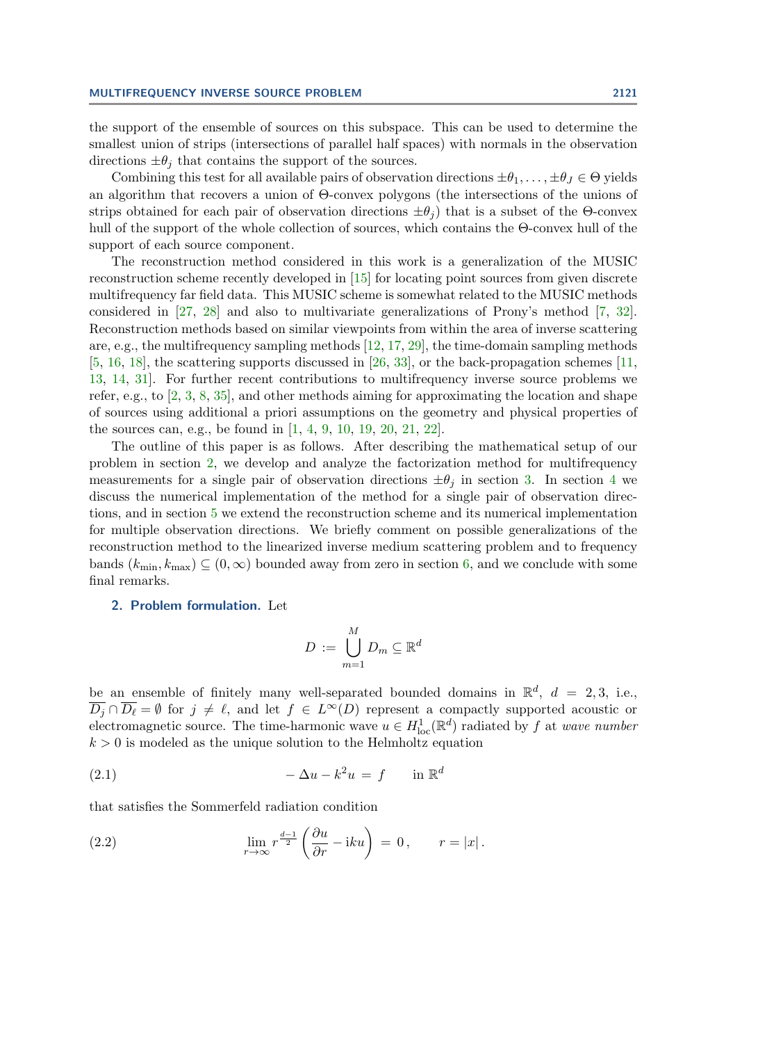the support of the ensemble of sources on this subspace. This can be used to determine the smallest union of strips (intersections of parallel half spaces) with normals in the observation directions $\pm\theta_j$ that contains the support of the sources.

Combining this test for all available pairs of observation directions $\pm\theta_1, \dots, \pm\theta_J \in \Theta$ yields an algorithm that recovers a union of $\Theta$-convex polygons (the intersections of the unions of strips obtained for each pair of observation directions $\pm\theta_j$) that is a subset of the $\Theta$-convex hull of the support of the whole collection of sources, which contains the $\Theta$-convex hull of the support of each source component.

The reconstruction method considered in this work is a generalization of the MUSIC reconstruction scheme recently developed in [15] for locating point sources from given discrete multifrequency far field data. This MUSIC scheme is somewhat related to the MUSIC methods considered in [27, 28] and also to multivariate generalizations of Prony's method [7, 32]. Reconstruction methods based on similar viewpoints from within the area of inverse scattering are, e.g., the multifrequency sampling methods [12, 17, 29], the time-domain sampling methods [5, 16, 18], the scattering supports discussed in [26, 33], or the back-propagation schemes [11, 13, 14, 31]. For further recent contributions to multifrequency inverse source problems we refer, e.g., to [2, 3, 8, 35], and other methods aiming for approximating the location and shape of sources using additional a priori assumptions on the geometry and physical properties of the sources can, e.g., be found in [1, 4, 9, 10, 19, 20, 21, 22].

The outline of this paper is as follows. After describing the mathematical setup of our problem in section 2, we develop and analyze the factorization method for multifrequency measurements for a single pair of observation directions $\pm\theta_j$ in section 3. In section 4 we discuss the numerical implementation of the method for a single pair of observation directions, and in section 5 we extend the reconstruction scheme and its numerical implementation for multiple observation directions. We briefly comment on possible generalizations of the reconstruction method to the linearized inverse medium scattering problem and to frequency bands $(k_{\min}, k_{\max}) \subseteq (0, \infty)$ bounded away from zero in section 6, and we conclude with some final remarks.

## 2. Problem formulation.

Let

$$D := \bigcup_{m=1}^{M} D_m \subseteq \mathbb{R}^d$$

be an ensemble of finitely many well-separated bounded domains in $\mathbb{R}^d$, $d = 2, 3$, i.e., $\overline{D_j} \cap \overline{D_\ell} = \emptyset$ for $j \neq \ell$, and let $f \in L^\infty(D)$ represent a compactly supported acoustic or electromagnetic source. The time-harmonic wave $u \in H^1_{\mathrm{loc}}(\mathbb{R}^d)$ radiated by $f$ at *wave number* $k > 0$ is modeled as the unique solution to the Helmholtz equation

$$-\Delta u - k^2 u = f \qquad \text{in } \mathbb{R}^d \tag{2.1}$$

that satisfies the Sommerfeld radiation condition

$$\lim_{r \to \infty} r^{\frac{d-1}{2}} \left( \frac{\partial u}{\partial r} - \mathrm{i} k u \right) = 0, \qquad r = |x|. \tag{2.2}$$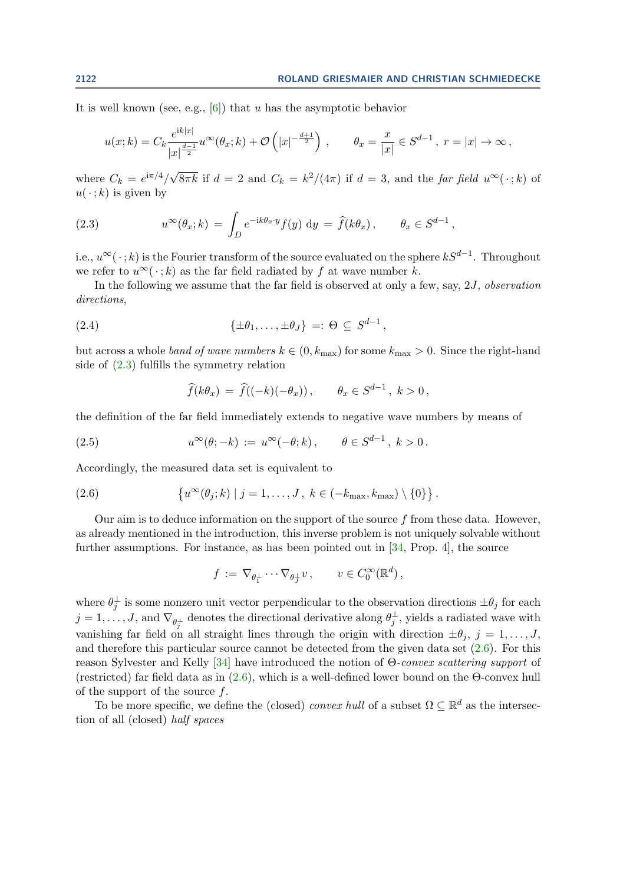It is well known (see, e.g., [6]) that $u$ has the asymptotic behavior

$$u(x;k) = C_k \frac{e^{\mathrm{i}k|x|}}{|x|^{\frac{d-1}{2}}} u^\infty(\theta_x;k) + \mathcal{O}\left(|x|^{-\frac{d+1}{2}}\right), \qquad \theta_x = \frac{x}{|x|} \in S^{d-1}, \ r = |x| \to \infty,$$

where $C_k = e^{\mathrm{i}\pi/4}/\sqrt{8\pi k}$ if $d = 2$ and $C_k = k^2/(4\pi)$ if $d = 3$, and the *far field* $u^\infty(\,\cdot\,;k)$ of $u(\,\cdot\,;k)$ is given by

$$u^\infty(\theta_x;k) = \int_D e^{-\mathrm{i}k\theta_x\cdot y} f(y)\,\mathrm{d}y = \widehat{f}(k\theta_x), \qquad \theta_x \in S^{d-1}, \tag{2.3}$$

i.e., $u^\infty(\,\cdot\,;k)$ is the Fourier transform of the source evaluated on the sphere $kS^{d-1}$. Throughout we refer to $u^\infty(\,\cdot\,;k)$ as the far field radiated by $f$ at wave number $k$.

In the following we assume that the far field is observed at only a few, say, $2J$, *observation directions*,

$$\{\pm\theta_1, \ldots, \pm\theta_J\} =: \Theta \subseteq S^{d-1}, \tag{2.4}$$

but across a whole *band of wave numbers* $k \in (0, k_{\max})$ for some $k_{\max} > 0$. Since the right-hand side of (2.3) fulfills the symmetry relation

$$\widehat{f}(k\theta_x) = \widehat{f}((-k)(-\theta_x)), \qquad \theta_x \in S^{d-1}, \ k > 0,$$

the definition of the far field immediately extends to negative wave numbers by means of

$$u^\infty(\theta;-k) := u^\infty(-\theta;k), \qquad \theta \in S^{d-1}, \ k > 0. \tag{2.5}$$

Accordingly, the measured data set is equivalent to

$$\left\{u^\infty(\theta_j;k) \mid j = 1, \ldots, J, \ k \in (-k_{\max}, k_{\max}) \setminus \{0\}\right\}. \tag{2.6}$$

Our aim is to deduce information on the support of the source $f$ from these data. However, as already mentioned in the introduction, this inverse problem is not uniquely solvable without further assumptions. For instance, as has been pointed out in [34, Prop. 4], the source

$$f := \nabla_{\theta_1^\perp} \cdots \nabla_{\theta_J^\perp} v, \qquad v \in C_0^\infty(\mathbb{R}^d),$$

where $\theta_j^\perp$ is some nonzero unit vector perpendicular to the observation directions $\pm\theta_j$ for each $j = 1, \ldots, J$, and $\nabla_{\theta_j^\perp}$ denotes the directional derivative along $\theta_j^\perp$, yields a radiated wave with vanishing far field on all straight lines through the origin with direction $\pm\theta_j$, $j = 1, \ldots, J$, and therefore this particular source cannot be detected from the given data set (2.6). For this reason Sylvester and Kelly [34] have introduced the notion of $\Theta$-*convex scattering support* of (restricted) far field data as in (2.6), which is a well-defined lower bound on the $\Theta$-convex hull of the support of the source $f$.

To be more specific, we define the (closed) *convex hull* of a subset $\Omega \subseteq \mathbb{R}^d$ as the intersection of all (closed) *half spaces*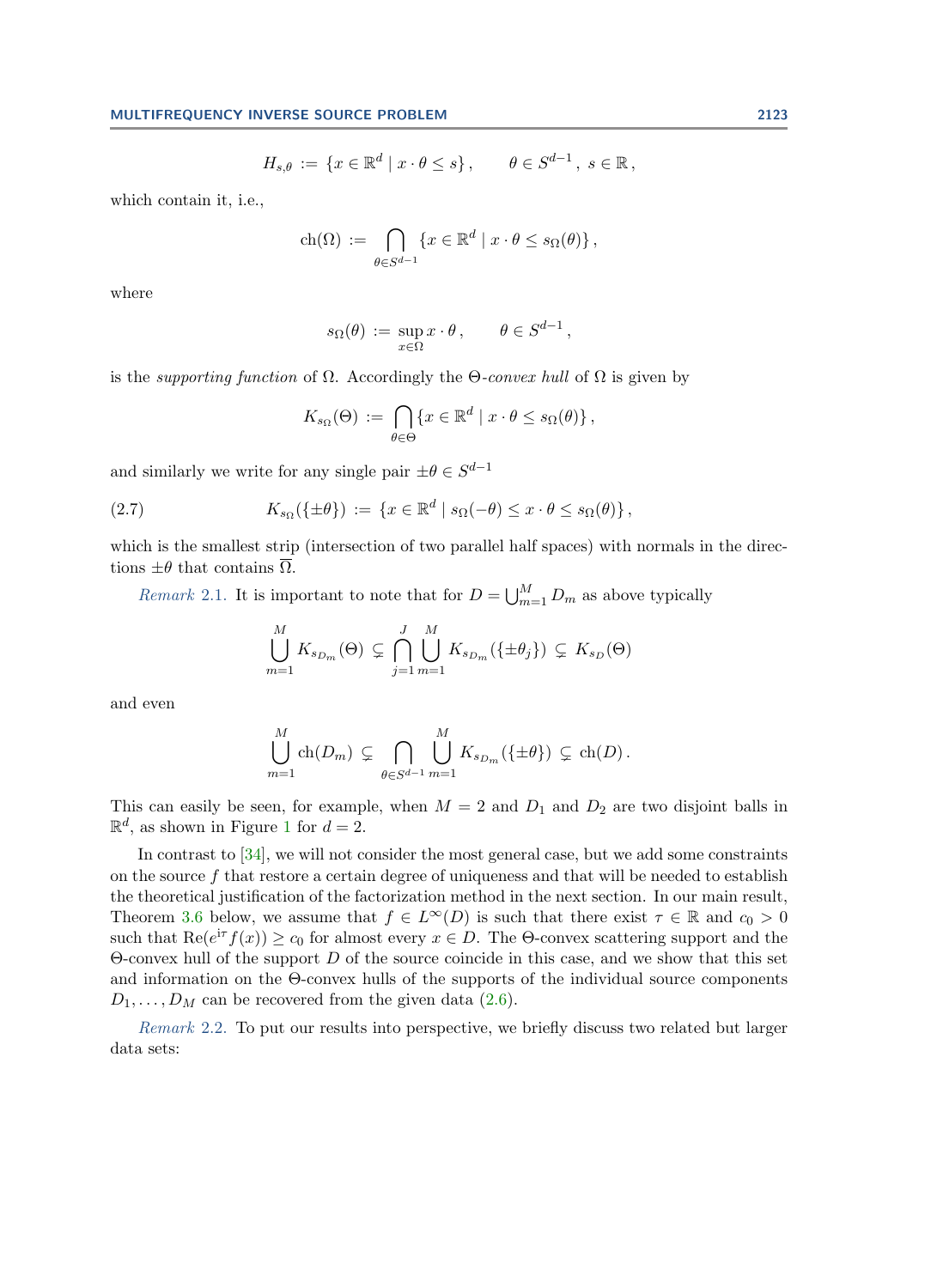$$H_{s,\theta} := \{x \in \mathbb{R}^d \mid x \cdot \theta \le s\}, \qquad \theta \in S^{d-1},\ s \in \mathbb{R},$$

which contain it, i.e.,

$$\operatorname{ch}(\Omega) := \bigcap_{\theta \in S^{d-1}} \{x \in \mathbb{R}^d \mid x \cdot \theta \le s_\Omega(\theta)\},$$

where

$$s_\Omega(\theta) := \sup_{x \in \Omega} x \cdot \theta, \qquad \theta \in S^{d-1},$$

is the *supporting function* of $\Omega$. Accordingly the $\Theta$-*convex hull* of $\Omega$ is given by

$$K_{s_\Omega}(\Theta) := \bigcap_{\theta \in \Theta} \{x \in \mathbb{R}^d \mid x \cdot \theta \le s_\Omega(\theta)\},$$

and similarly we write for any single pair $\pm\theta \in S^{d-1}$

$$K_{s_\Omega}(\{\pm\theta\}) := \{x \in \mathbb{R}^d \mid s_\Omega(-\theta) \le x \cdot \theta \le s_\Omega(\theta)\}, \tag{2.7}$$

which is the smallest strip (intersection of two parallel half spaces) with normals in the directions $\pm\theta$ that contains $\overline{\Omega}$.

*Remark* 2.1. It is important to note that for $D = \bigcup_{m=1}^M D_m$ as above typically

$$\bigcup_{m=1}^M K_{s_{D_m}}(\Theta) \subsetneq \bigcap_{j=1}^J \bigcup_{m=1}^M K_{s_{D_m}}(\{\pm\theta_j\}) \subsetneq K_{s_D}(\Theta)$$

and even

$$\bigcup_{m=1}^M \operatorname{ch}(D_m) \subsetneq \bigcap_{\theta \in S^{d-1}} \bigcup_{m=1}^M K_{s_{D_m}}(\{\pm\theta\}) \subsetneq \operatorname{ch}(D).$$

This can easily be seen, for example, when $M = 2$ and $D_1$ and $D_2$ are two disjoint balls in $\mathbb{R}^d$, as shown in Figure 1 for $d = 2$.

In contrast to [34], we will not consider the most general case, but we add some constraints on the source $f$ that restore a certain degree of uniqueness and that will be needed to establish the theoretical justification of the factorization method in the next section. In our main result, Theorem 3.6 below, we assume that $f \in L^\infty(D)$ is such that there exist $\tau \in \mathbb{R}$ and $c_0 > 0$ such that $\operatorname{Re}(e^{\mathrm{i}\tau} f(x)) \ge c_0$ for almost every $x \in D$. The $\Theta$-convex scattering support and the $\Theta$-convex hull of the support $D$ of the source coincide in this case, and we show that this set and information on the $\Theta$-convex hulls of the supports of the individual source components $D_1, \dots, D_M$ can be recovered from the given data (2.6).

*Remark* 2.2. To put our results into perspective, we briefly discuss two related but larger data sets: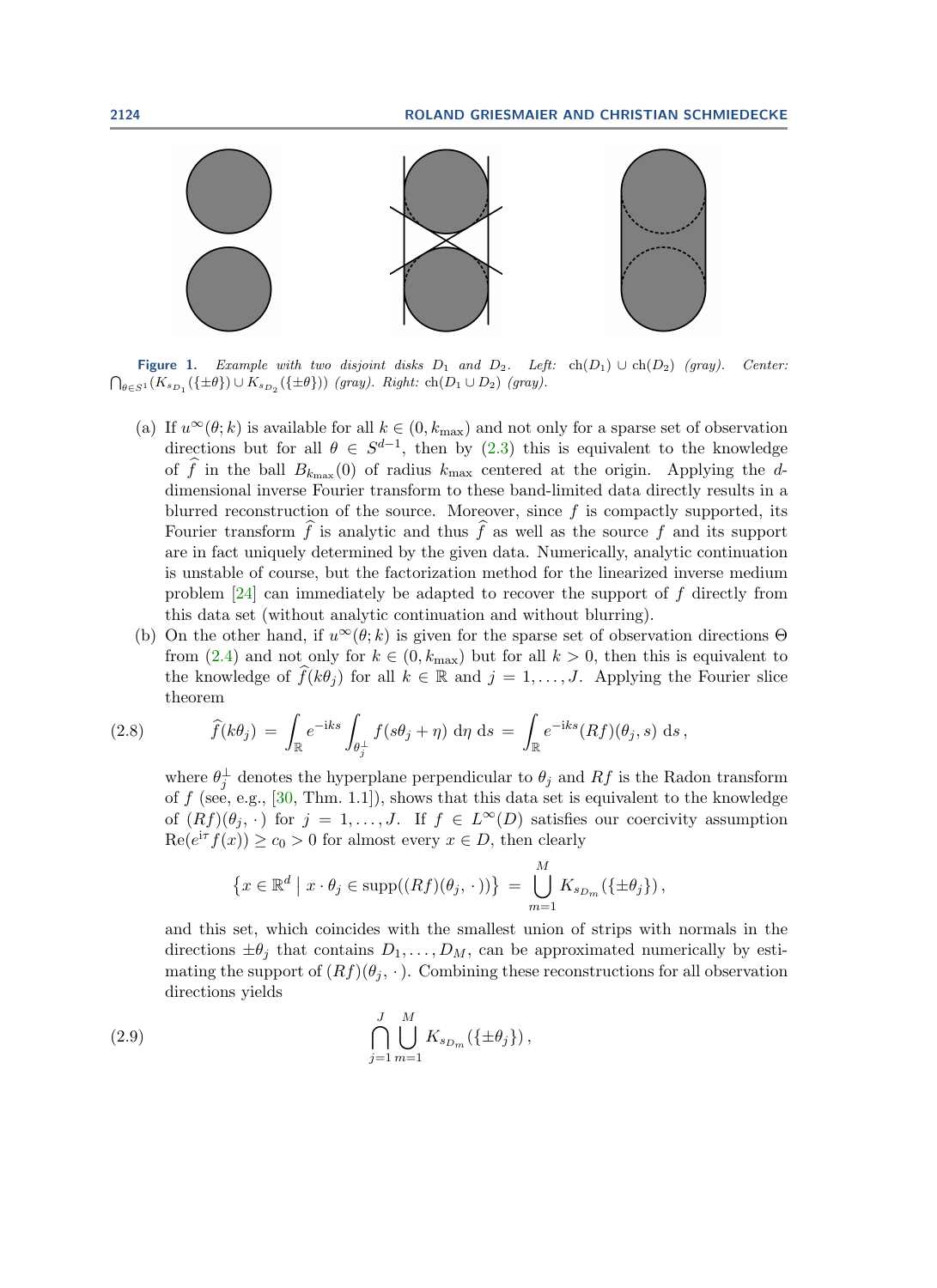**Figure 1.** *Example with two disjoint disks $D_1$ and $D_2$. Left:* $\mathrm{ch}(D_1) \cup \mathrm{ch}(D_2)$ *(gray). Center:* $\bigcap_{\theta \in S^1} (K_{s_{D_1}}(\{\pm\theta\}) \cup K_{s_{D_2}}(\{\pm\theta\}))$ *(gray). Right:* $\mathrm{ch}(D_1 \cup D_2)$ *(gray).*

(a) If $u^\infty(\theta; k)$ is available for all $k \in (0, k_{\max})$ and not only for a sparse set of observation directions but for all $\theta \in S^{d-1}$, then by (2.3) this is equivalent to the knowledge of $\widehat{f}$ in the ball $B_{k_{\max}}(0)$ of radius $k_{\max}$ centered at the origin. Applying the $d$-dimensional inverse Fourier transform to these band-limited data directly results in a blurred reconstruction of the source. Moreover, since $f$ is compactly supported, its Fourier transform $\widehat{f}$ is analytic and thus $\widehat{f}$ as well as the source $f$ and its support are in fact uniquely determined by the given data. Numerically, analytic continuation is unstable of course, but the factorization method for the linearized inverse medium problem [24] can immediately be adapted to recover the support of $f$ directly from this data set (without analytic continuation and without blurring).

(b) On the other hand, if $u^\infty(\theta; k)$ is given for the sparse set of observation directions $\Theta$ from (2.4) and not only for $k \in (0, k_{\max})$ but for all $k > 0$, then this is equivalent to the knowledge of $\widehat{f}(k\theta_j)$ for all $k \in \mathbb{R}$ and $j = 1, \ldots, J$. Applying the Fourier slice theorem

$$\widehat{f}(k\theta_j) = \int_{\mathbb{R}} e^{-\mathrm{i}ks} \int_{\theta_j^\perp} f(s\theta_j + \eta) \,\mathrm{d}\eta \,\mathrm{d}s = \int_{\mathbb{R}} e^{-\mathrm{i}ks} (Rf)(\theta_j, s) \,\mathrm{d}s \,, \tag{2.8}$$

where $\theta_j^\perp$ denotes the hyperplane perpendicular to $\theta_j$ and $Rf$ is the Radon transform of $f$ (see, e.g., [30, Thm. 1.1]), shows that this data set is equivalent to the knowledge of $(Rf)(\theta_j, \cdot)$ for $j = 1, \ldots, J$. If $f \in L^\infty(D)$ satisfies our coercivity assumption $\mathrm{Re}(e^{\mathrm{i}\tau} f(x)) \geq c_0 > 0$ for almost every $x \in D$, then clearly

$$\left\{ x \in \mathbb{R}^d \mid x \cdot \theta_j \in \mathrm{supp}((Rf)(\theta_j, \cdot)) \right\} = \bigcup_{m=1}^{M} K_{s_{D_m}}(\{\pm\theta_j\}) \,,$$

and this set, which coincides with the smallest union of strips with normals in the directions $\pm\theta_j$ that contains $D_1, \ldots, D_M$, can be approximated numerically by estimating the support of $(Rf)(\theta_j, \cdot)$. Combining these reconstructions for all observation directions yields

$$\bigcap_{j=1}^{J} \bigcup_{m=1}^{M} K_{s_{D_m}}(\{\pm\theta_j\}) \,, \tag{2.9}$$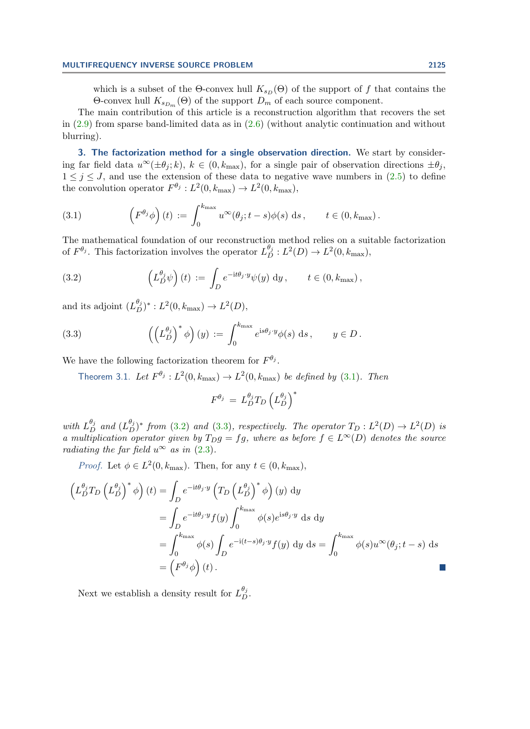which is a subset of the Θ-convex hull $K_{s_D}(\Theta)$ of the support of $f$ that contains the Θ-convex hull $K_{s_{D_m}}(\Theta)$ of the support $D_m$ of each source component.

The main contribution of this article is a reconstruction algorithm that recovers the set in (2.9) from sparse band-limited data as in (2.6) (without analytic continuation and without blurring).

## 3. The factorization method for a single observation direction.

We start by considering far field data $u^\infty(\pm\theta_j; k)$, $k \in (0, k_{\max})$, for a single pair of observation directions $\pm\theta_j$, $1 \le j \le J$, and use the extension of these data to negative wave numbers in (2.5) to define the convolution operator $F^{\theta_j} : L^2(0, k_{\max}) \to L^2(0, k_{\max})$,

$$\left(F^{\theta_j}\phi\right)(t) := \int_0^{k_{\max}} u^\infty(\theta_j; t-s)\phi(s)\, \mathrm{d}s\,, \qquad t \in (0, k_{\max})\,. \tag{3.1}$$

The mathematical foundation of our reconstruction method relies on a suitable factorization of $F^{\theta_j}$. This factorization involves the operator $L_D^{\theta_j} : L^2(D) \to L^2(0, k_{\max})$,

$$\left(L_D^{\theta_j}\psi\right)(t) := \int_D e^{-\mathrm{i}t\theta_j\cdot y}\psi(y)\, \mathrm{d}y\,, \qquad t \in (0, k_{\max})\,, \tag{3.2}$$

and its adjoint $(L_D^{\theta_j})^* : L^2(0, k_{\max}) \to L^2(D)$,

$$\left(\left(L_D^{\theta_j}\right)^*\phi\right)(y) := \int_0^{k_{\max}} e^{\mathrm{i}s\theta_j\cdot y}\phi(s)\, \mathrm{d}s\,, \qquad y \in D\,. \tag{3.3}$$

We have the following factorization theorem for $F^{\theta_j}$.

Theorem 3.1. *Let $F^{\theta_j} : L^2(0, k_{\max}) \to L^2(0, k_{\max})$ be defined by (3.1). Then*

$$F^{\theta_j} = L_D^{\theta_j} T_D \left(L_D^{\theta_j}\right)^*$$

*with $L_D^{\theta_j}$ and $(L_D^{\theta_j})^*$ from (3.2) and (3.3), respectively. The operator $T_D : L^2(D) \to L^2(D)$ is a multiplication operator given by $T_D g = fg$, where as before $f \in L^\infty(D)$ denotes the source radiating the far field $u^\infty$ as in (2.3).*

*Proof.* Let $\phi \in L^2(0, k_{\max})$. Then, for any $t \in (0, k_{\max})$,

$$\begin{aligned}
\left(L_D^{\theta_j} T_D \left(L_D^{\theta_j}\right)^*\phi\right)(t) &= \int_D e^{-\mathrm{i}t\theta_j\cdot y}\left(T_D\left(L_D^{\theta_j}\right)^*\phi\right)(y)\, \mathrm{d}y \\
&= \int_D e^{-\mathrm{i}t\theta_j\cdot y} f(y) \int_0^{k_{\max}} \phi(s) e^{\mathrm{i}s\theta_j\cdot y}\, \mathrm{d}s\, \mathrm{d}y \\
&= \int_0^{k_{\max}} \phi(s) \int_D e^{-\mathrm{i}(t-s)\theta_j\cdot y} f(y)\, \mathrm{d}y\, \mathrm{d}s = \int_0^{k_{\max}} \phi(s) u^\infty(\theta_j; t-s)\, \mathrm{d}s \\
&= \left(F^{\theta_j}\phi\right)(t)\,.
\end{aligned}$$

∎

Next we establish a density result for $L_D^{\theta_j}$.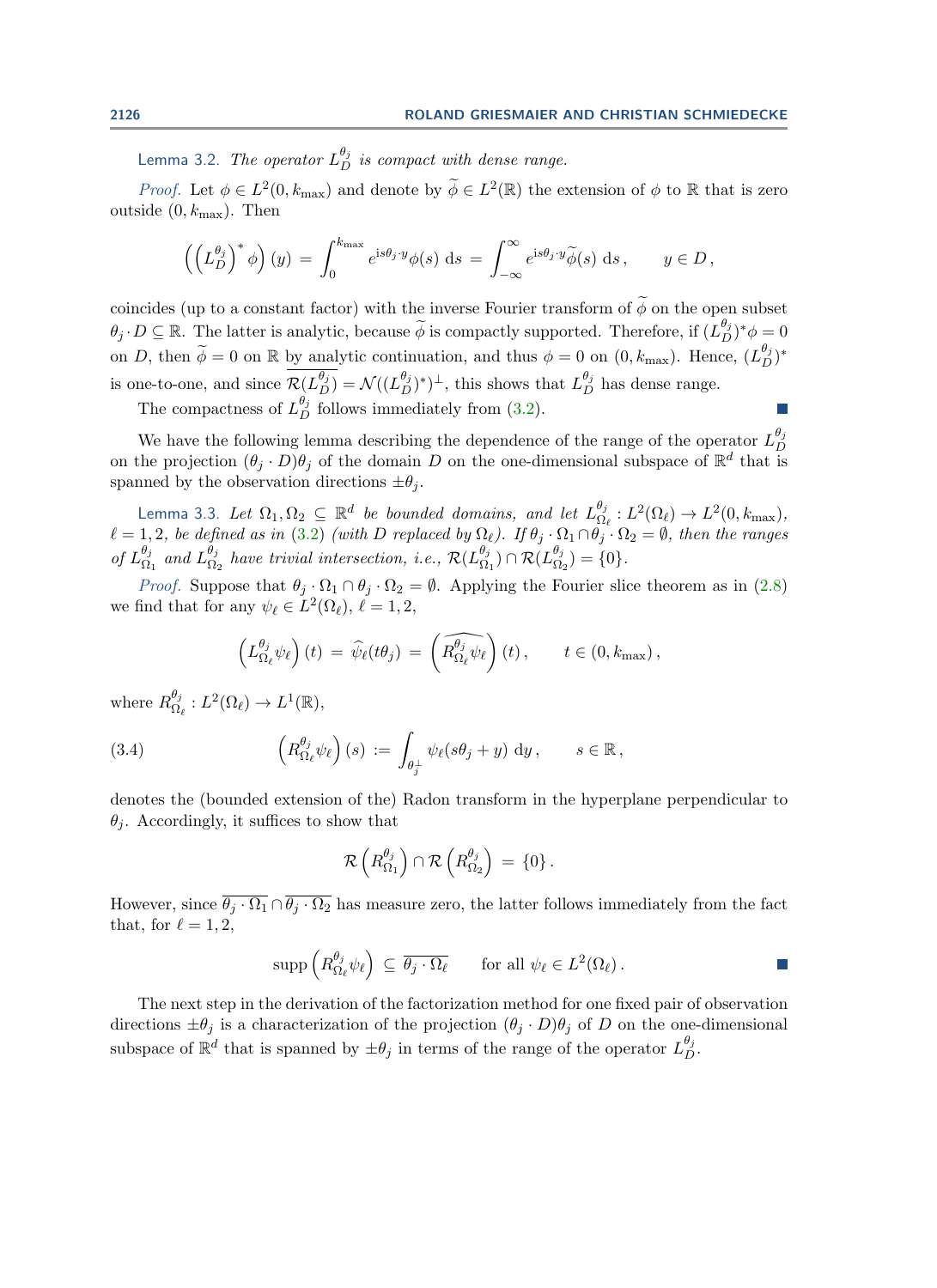Lemma 3.2. *The operator $L_D^{\theta_j}$ is compact with dense range.*

*Proof.* Let $\phi \in L^2(0,k_{\max})$ and denote by $\widetilde{\phi} \in L^2(\mathbb{R})$ the extension of $\phi$ to $\mathbb{R}$ that is zero outside $(0,k_{\max})$. Then

$$\left(\left(L_D^{\theta_j}\right)^* \phi\right)(y) \,=\, \int_0^{k_{\max}} e^{\mathrm{i}s\theta_j\cdot y}\phi(s)\,\mathrm{d}s \,=\, \int_{-\infty}^{\infty} e^{\mathrm{i}s\theta_j\cdot y}\widetilde{\phi}(s)\,\mathrm{d}s\,, \qquad y\in D\,,$$

coincides (up to a constant factor) with the inverse Fourier transform of $\widetilde{\phi}$ on the open subset $\theta_j\cdot D\subseteq\mathbb{R}$. The latter is analytic, because $\widetilde{\phi}$ is compactly supported. Therefore, if $(L_D^{\theta_j})^*\phi = 0$ on $D$, then $\widetilde{\phi}=0$ on $\mathbb{R}$ by analytic continuation, and thus $\phi = 0$ on $(0,k_{\max})$. Hence, $(L_D^{\theta_j})^*$ is one-to-one, and since $\overline{\mathcal{R}(L_D^{\theta_j})} = \mathcal{N}((L_D^{\theta_j})^*)^\perp$, this shows that $L_D^{\theta_j}$ has dense range.

The compactness of $L_D^{\theta_j}$ follows immediately from (3.2). ∎

We have the following lemma describing the dependence of the range of the operator $L_D^{\theta_j}$ on the projection $(\theta_j\cdot D)\theta_j$ of the domain $D$ on the one-dimensional subspace of $\mathbb{R}^d$ that is spanned by the observation directions $\pm\theta_j$.

Lemma 3.3. *Let $\Omega_1,\Omega_2\subseteq\mathbb{R}^d$ be bounded domains, and let $L_{\Omega_\ell}^{\theta_j}: L^2(\Omega_\ell)\to L^2(0,k_{\max})$, $\ell=1,2$, be defined as in (3.2) (with $D$ replaced by $\Omega_\ell$). If $\theta_j\cdot\Omega_1\cap\theta_j\cdot\Omega_2=\emptyset$, then the ranges of $L_{\Omega_1}^{\theta_j}$ and $L_{\Omega_2}^{\theta_j}$ have trivial intersection, i.e., $\mathcal{R}(L_{\Omega_1}^{\theta_j})\cap\mathcal{R}(L_{\Omega_2}^{\theta_j})=\{0\}$.*

*Proof.* Suppose that $\theta_j\cdot\Omega_1\cap\theta_j\cdot\Omega_2=\emptyset$. Applying the Fourier slice theorem as in (2.8) we find that for any $\psi_\ell\in L^2(\Omega_\ell)$, $\ell=1,2$,

$$\left(L_{\Omega_\ell}^{\theta_j}\psi_\ell\right)(t) \,=\, \widehat{\psi}_\ell(t\theta_j) \,=\, \left(\widehat{R_{\Omega_\ell}^{\theta_j}\psi_\ell}\right)(t)\,, \qquad t\in(0,k_{\max})\,,$$

where $R_{\Omega_\ell}^{\theta_j}: L^2(\Omega_\ell)\to L^1(\mathbb{R})$,

$$\left(R_{\Omega_\ell}^{\theta_j}\psi_\ell\right)(s) \,:=\, \int_{\theta_j^\perp}\psi_\ell(s\theta_j+y)\,\mathrm{d}y\,, \qquad s\in\mathbb{R}\,, \tag{3.4}$$

denotes the (bounded extension of the) Radon transform in the hyperplane perpendicular to $\theta_j$. Accordingly, it suffices to show that

$$\mathcal{R}\left(R_{\Omega_1}^{\theta_j}\right)\cap\mathcal{R}\left(R_{\Omega_2}^{\theta_j}\right) \,=\, \{0\}\,.$$

However, since $\overline{\theta_j\cdot\Omega_1}\cap\overline{\theta_j\cdot\Omega_2}$ has measure zero, the latter follows immediately from the fact that, for $\ell=1,2$,

$$\operatorname{supp}\left(R_{\Omega_\ell}^{\theta_j}\psi_\ell\right) \,\subseteq\, \overline{\theta_j\cdot\Omega_\ell} \qquad \text{for all } \psi_\ell\in L^2(\Omega_\ell)\,.$$

∎

The next step in the derivation of the factorization method for one fixed pair of observation directions $\pm\theta_j$ is a characterization of the projection $(\theta_j\cdot D)\theta_j$ of $D$ on the one-dimensional subspace of $\mathbb{R}^d$ that is spanned by $\pm\theta_j$ in terms of the range of the operator $L_D^{\theta_j}$.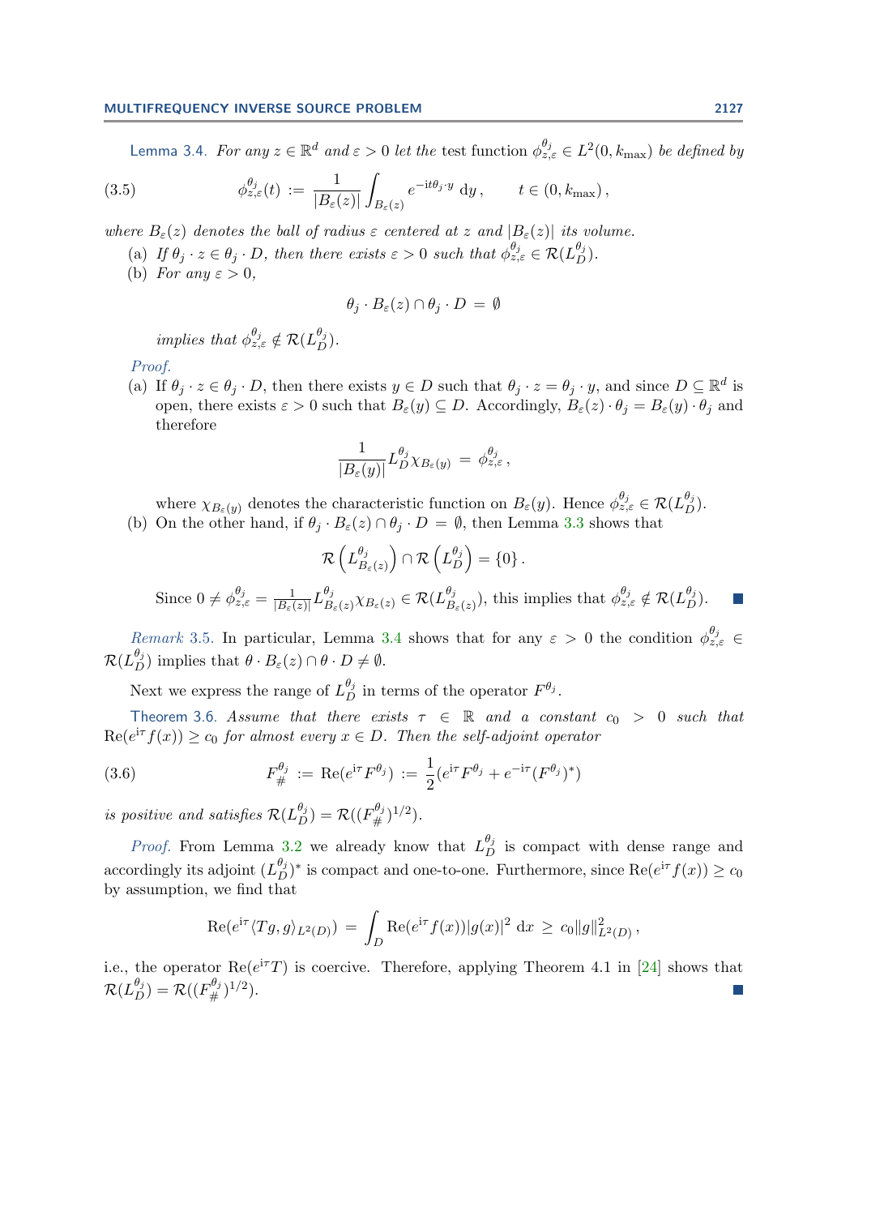**Lemma 3.4.** *For any $z \in \mathbb{R}^d$ and $\varepsilon > 0$ let the* test function *$\phi_{z,\varepsilon}^{\theta_j} \in L^2(0, k_{\max})$ be defined by*

$$\phi_{z,\varepsilon}^{\theta_j}(t) := \frac{1}{|B_\varepsilon(z)|} \int_{B_\varepsilon(z)} e^{-\mathrm{i}t\theta_j \cdot y} \, \mathrm{d}y \,, \qquad t \in (0, k_{\max}) \,, \tag{3.5}$$

*where $B_\varepsilon(z)$ denotes the ball of radius $\varepsilon$ centered at $z$ and $|B_\varepsilon(z)|$ its volume.*

(a) *If $\theta_j \cdot z \in \theta_j \cdot D$, then there exists $\varepsilon > 0$ such that $\phi_{z,\varepsilon}^{\theta_j} \in \mathcal{R}(L_D^{\theta_j})$.*

(b) *For any $\varepsilon > 0$,*

$$\theta_j \cdot B_\varepsilon(z) \cap \theta_j \cdot D \,=\, \emptyset$$

*implies that $\phi_{z,\varepsilon}^{\theta_j} \notin \mathcal{R}(L_D^{\theta_j})$.*

*Proof.*

(a) If $\theta_j \cdot z \in \theta_j \cdot D$, then there exists $y \in D$ such that $\theta_j \cdot z = \theta_j \cdot y$, and since $D \subseteq \mathbb{R}^d$ is open, there exists $\varepsilon > 0$ such that $B_\varepsilon(y) \subseteq D$. Accordingly, $B_\varepsilon(z) \cdot \theta_j = B_\varepsilon(y) \cdot \theta_j$ and therefore

$$\frac{1}{|B_\varepsilon(y)|} L_D^{\theta_j} \chi_{B_\varepsilon(y)} \,=\, \phi_{z,\varepsilon}^{\theta_j} \,,$$

where $\chi_{B_\varepsilon(y)}$ denotes the characteristic function on $B_\varepsilon(y)$. Hence $\phi_{z,\varepsilon}^{\theta_j} \in \mathcal{R}(L_D^{\theta_j})$.

(b) On the other hand, if $\theta_j \cdot B_\varepsilon(z) \cap \theta_j \cdot D = \emptyset$, then Lemma 3.3 shows that

$$\mathcal{R}\left(L_{B_\varepsilon(z)}^{\theta_j}\right) \cap \mathcal{R}\left(L_D^{\theta_j}\right) = \{0\} \,.$$

Since $0 \neq \phi_{z,\varepsilon}^{\theta_j} = \frac{1}{|B_\varepsilon(z)|} L_{B_\varepsilon(z)}^{\theta_j} \chi_{B_\varepsilon(z)} \in \mathcal{R}(L_{B_\varepsilon(z)}^{\theta_j})$, this implies that $\phi_{z,\varepsilon}^{\theta_j} \notin \mathcal{R}(L_D^{\theta_j})$. ∎

*Remark* 3.5. In particular, Lemma 3.4 shows that for any $\varepsilon > 0$ the condition $\phi_{z,\varepsilon}^{\theta_j} \in \mathcal{R}(L_D^{\theta_j})$ implies that $\theta \cdot B_\varepsilon(z) \cap \theta \cdot D \neq \emptyset$.

Next we express the range of $L_D^{\theta_j}$ in terms of the operator $F^{\theta_j}$.

**Theorem 3.6.** *Assume that there exists $\tau \in \mathbb{R}$ and a constant $c_0 > 0$ such that $\mathrm{Re}(e^{\mathrm{i}\tau} f(x)) \geq c_0$ for almost every $x \in D$. Then the self-adjoint operator*

$$F_\#^{\theta_j} := \mathrm{Re}(e^{\mathrm{i}\tau} F^{\theta_j}) := \frac{1}{2}(e^{\mathrm{i}\tau} F^{\theta_j} + e^{-\mathrm{i}\tau} (F^{\theta_j})^*) \tag{3.6}$$

*is positive and satisfies $\mathcal{R}(L_D^{\theta_j}) = \mathcal{R}((F_\#^{\theta_j})^{1/2})$.*

*Proof.* From Lemma 3.2 we already know that $L_D^{\theta_j}$ is compact with dense range and accordingly its adjoint $(L_D^{\theta_j})^*$ is compact and one-to-one. Furthermore, since $\mathrm{Re}(e^{\mathrm{i}\tau} f(x)) \geq c_0$ by assumption, we find that

$$\mathrm{Re}(e^{\mathrm{i}\tau} \langle Tg, g \rangle_{L^2(D)}) \,=\, \int_D \mathrm{Re}(e^{\mathrm{i}\tau} f(x)) |g(x)|^2 \, \mathrm{d}x \,\geq\, c_0 \|g\|_{L^2(D)}^2 \,,$$

i.e., the operator $\mathrm{Re}(e^{\mathrm{i}\tau} T)$ is coercive. Therefore, applying Theorem 4.1 in [24] shows that $\mathcal{R}(L_D^{\theta_j}) = \mathcal{R}((F_\#^{\theta_j})^{1/2})$. ∎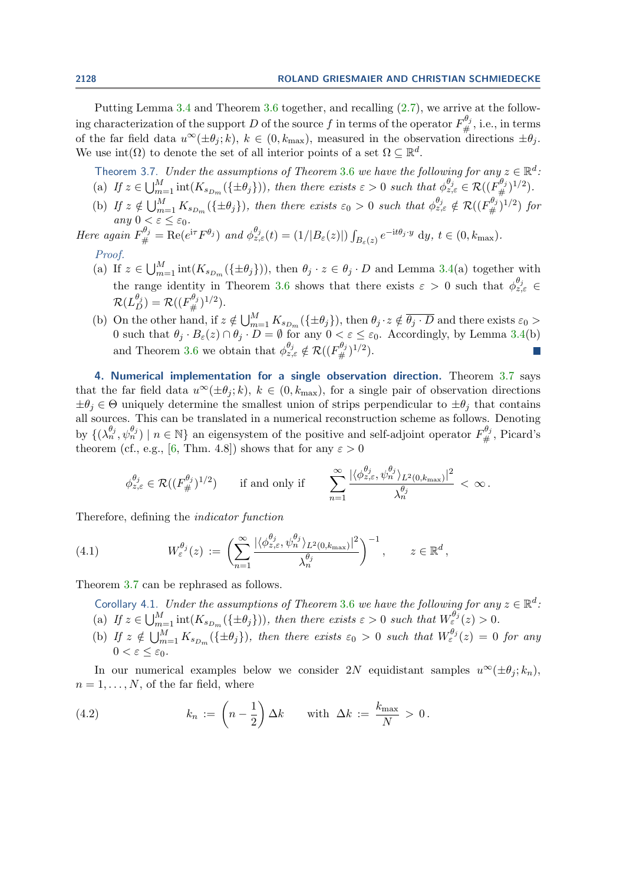Putting Lemma 3.4 and Theorem 3.6 together, and recalling (2.7), we arrive at the following characterization of the support $D$ of the source $f$ in terms of the operator $F_{\#}^{\theta_j}$, i.e., in terms of the far field data $u^\infty(\pm\theta_j; k)$, $k \in (0, k_{\max})$, measured in the observation directions $\pm\theta_j$. We use $\mathrm{int}(\Omega)$ to denote the set of all interior points of a set $\Omega \subseteq \mathbb{R}^d$.

Theorem 3.7. *Under the assumptions of Theorem 3.6 we have the following for any $z \in \mathbb{R}^d$:*

(a) *If $z \in \bigcup_{m=1}^M \mathrm{int}(K_{s_{D_m}}(\{\pm\theta_j\}))$, then there exists $\varepsilon > 0$ such that $\phi_{z,\varepsilon}^{\theta_j} \in \mathcal{R}((F_{\#}^{\theta_j})^{1/2})$.*

(b) *If $z \notin \bigcup_{m=1}^M K_{s_{D_m}}(\{\pm\theta_j\})$, then there exists $\varepsilon_0 > 0$ such that $\phi_{z,\varepsilon}^{\theta_j} \notin \mathcal{R}((F_{\#}^{\theta_j})^{1/2})$ for any $0 < \varepsilon \le \varepsilon_0$.*

*Here again $F_{\#}^{\theta_j} = \mathrm{Re}(e^{\mathrm{i}\tau} F^{\theta_j})$ and $\phi_{z,\varepsilon}^{\theta_j}(t) = (1/|B_\varepsilon(z)|)\int_{B_\varepsilon(z)} e^{-\mathrm{i}t\theta_j\cdot y}\,\mathrm{d}y$, $t \in (0, k_{\max})$.*

*Proof.*

(a) If $z \in \bigcup_{m=1}^M \mathrm{int}(K_{s_{D_m}}(\{\pm\theta_j\}))$, then $\theta_j \cdot z \in \theta_j \cdot D$ and Lemma 3.4(a) together with the range identity in Theorem 3.6 shows that there exists $\varepsilon > 0$ such that $\phi_{z,\varepsilon}^{\theta_j} \in \mathcal{R}(L_D^{\theta_j}) = \mathcal{R}((F_{\#}^{\theta_j})^{1/2})$.

(b) On the other hand, if $z \notin \bigcup_{m=1}^M K_{s_{D_m}}(\{\pm\theta_j\})$, then $\theta_j \cdot z \notin \overline{\theta_j \cdot D}$ and there exists $\varepsilon_0 > 0$ such that $\theta_j \cdot B_\varepsilon(z) \cap \theta_j \cdot D = \emptyset$ for any $0 < \varepsilon \le \varepsilon_0$. Accordingly, by Lemma 3.4(b) and Theorem 3.6 we obtain that $\phi_{z,\varepsilon}^{\theta_j} \notin \mathcal{R}((F_{\#}^{\theta_j})^{1/2})$. ∎

**4. Numerical implementation for a single observation direction.** Theorem 3.7 says that the far field data $u^\infty(\pm\theta_j; k)$, $k \in (0, k_{\max})$, for a single pair of observation directions $\pm\theta_j \in \Theta$ uniquely determine the smallest union of strips perpendicular to $\pm\theta_j$ that contains all sources. This can be translated in a numerical reconstruction scheme as follows. Denoting by $\{(\lambda_n^{\theta_j}, \psi_n^{\theta_j}) \mid n \in \mathbb{N}\}$ an eigensystem of the positive and self-adjoint operator $F_{\#}^{\theta_j}$, Picard's theorem (cf., e.g., [6, Thm. 4.8]) shows that for any $\varepsilon > 0$

$$\phi_{z,\varepsilon}^{\theta_j} \in \mathcal{R}((F_{\#}^{\theta_j})^{1/2}) \qquad \text{if and only if} \qquad \sum_{n=1}^{\infty} \frac{|\langle \phi_{z,\varepsilon}^{\theta_j}, \psi_n^{\theta_j}\rangle_{L^2(0,k_{\max})}|^2}{\lambda_n^{\theta_j}} < \infty\,.$$

Therefore, defining the *indicator function*

$$W_\varepsilon^{\theta_j}(z) := \left(\sum_{n=1}^{\infty} \frac{|\langle \phi_{z,\varepsilon}^{\theta_j}, \psi_n^{\theta_j}\rangle_{L^2(0,k_{\max})}|^2}{\lambda_n^{\theta_j}}\right)^{-1}, \qquad z \in \mathbb{R}^d, \tag{4.1}$$

Theorem 3.7 can be rephrased as follows.

Corollary 4.1. *Under the assumptions of Theorem 3.6 we have the following for any $z \in \mathbb{R}^d$:*

(a) *If $z \in \bigcup_{m=1}^M \mathrm{int}(K_{s_{D_m}}(\{\pm\theta_j\}))$, then there exists $\varepsilon > 0$ such that $W_\varepsilon^{\theta_j}(z) > 0$.*

(b) *If $z \notin \bigcup_{m=1}^M K_{s_{D_m}}(\{\pm\theta_j\})$, then there exists $\varepsilon_0 > 0$ such that $W_\varepsilon^{\theta_j}(z) = 0$ for any $0 < \varepsilon \le \varepsilon_0$.*

In our numerical examples below we consider $2N$ equidistant samples $u^\infty(\pm\theta_j; k_n)$, $n = 1, \ldots, N$, of the far field, where

$$k_n := \left(n - \frac{1}{2}\right)\Delta k \qquad \text{with} \ \ \Delta k := \frac{k_{\max}}{N} > 0\,. \tag{4.2}$$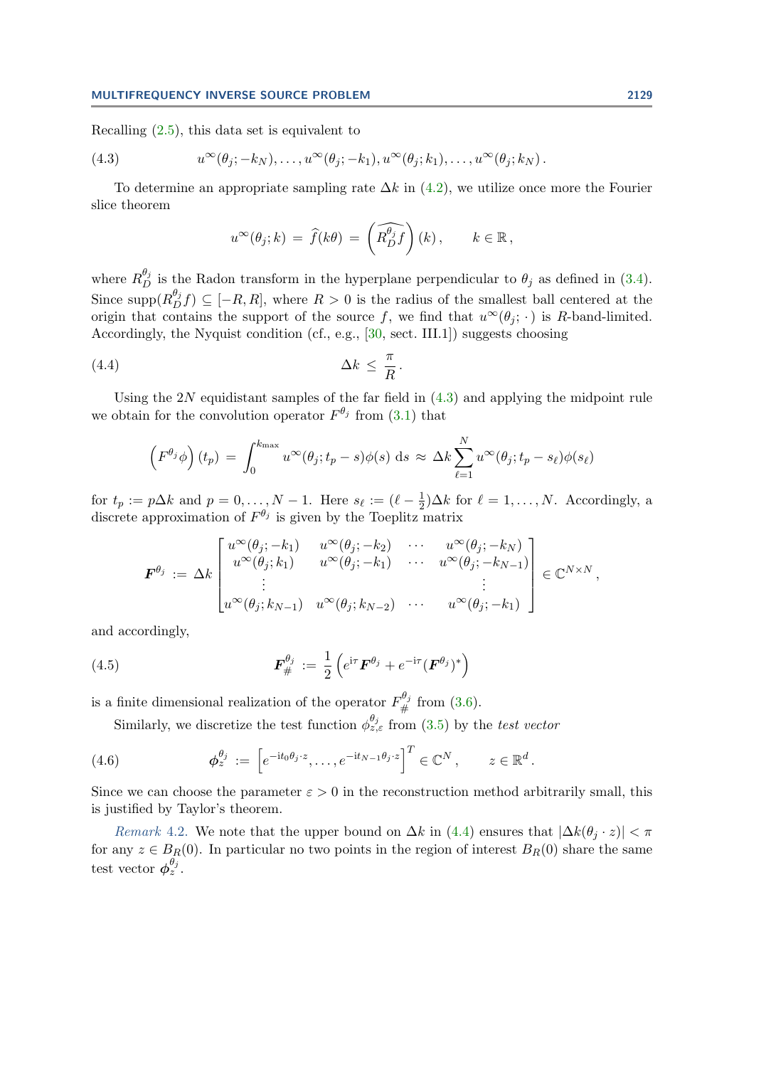Recalling (2.5), this data set is equivalent to

$$u^\infty(\theta_j; -k_N), \ldots, u^\infty(\theta_j; -k_1), u^\infty(\theta_j; k_1), \ldots, u^\infty(\theta_j; k_N)\,. \tag{4.3}$$

To determine an appropriate sampling rate $\Delta k$ in (4.2), we utilize once more the Fourier slice theorem

$$u^\infty(\theta_j; k) \,=\, \widehat{f}(k\theta) \,=\, \left(\widehat{R_D^{\theta_j} f}\right)(k)\,, \qquad k \in \mathbb{R}\,,$$

where $R_D^{\theta_j}$ is the Radon transform in the hyperplane perpendicular to $\theta_j$ as defined in (3.4). Since $\operatorname{supp}(R_D^{\theta_j} f) \subseteq [-R, R]$, where $R > 0$ is the radius of the smallest ball centered at the origin that contains the support of the source $f$, we find that $u^\infty(\theta_j; \cdot)$ is $R$-band-limited. Accordingly, the Nyquist condition (cf., e.g., [30, sect. III.1]) suggests choosing

$$\Delta k \,\leq\, \frac{\pi}{R}\,. \tag{4.4}$$

Using the $2N$ equidistant samples of the far field in (4.3) and applying the midpoint rule we obtain for the convolution operator $F^{\theta_j}$ from (3.1) that

$$\left(F^{\theta_j}\phi\right)(t_p) \,=\, \int_0^{k_{\max}} u^\infty(\theta_j; t_p - s)\phi(s)\, \mathrm{d}s \,\approx\, \Delta k \sum_{\ell=1}^{N} u^\infty(\theta_j; t_p - s_\ell)\phi(s_\ell)$$

for $t_p := p\Delta k$ and $p = 0, \ldots, N-1$. Here $s_\ell := (\ell - \frac{1}{2})\Delta k$ for $\ell = 1, \ldots, N$. Accordingly, a discrete approximation of $F^{\theta_j}$ is given by the Toeplitz matrix

$$\boldsymbol{F}^{\theta_j} \,:=\, \Delta k \begin{bmatrix} u^\infty(\theta_j; -k_1) & u^\infty(\theta_j; -k_2) & \cdots & u^\infty(\theta_j; -k_N) \\ u^\infty(\theta_j; k_1) & u^\infty(\theta_j; -k_1) & \cdots & u^\infty(\theta_j; -k_{N-1}) \\ \vdots & & & \vdots \\ u^\infty(\theta_j; k_{N-1}) & u^\infty(\theta_j; k_{N-2}) & \cdots & u^\infty(\theta_j; -k_1) \end{bmatrix} \in \mathbb{C}^{N\times N}\,,$$

and accordingly,

$$\boldsymbol{F}_{\#}^{\theta_j} \,:=\, \frac{1}{2}\left(e^{\mathrm{i}\tau}\boldsymbol{F}^{\theta_j} + e^{-\mathrm{i}\tau}(\boldsymbol{F}^{\theta_j})^*\right) \tag{4.5}$$

is a finite dimensional realization of the operator $F_{\#}^{\theta_j}$ from (3.6).

Similarly, we discretize the test function $\phi_{z,\varepsilon}^{\theta_j}$ from (3.5) by the *test vector*

$$\boldsymbol{\phi}_z^{\theta_j} \,:=\, \left[e^{-\mathrm{i}t_0\theta_j\cdot z}, \ldots, e^{-\mathrm{i}t_{N-1}\theta_j\cdot z}\right]^T \in \mathbb{C}^N\,, \qquad z \in \mathbb{R}^d\,. \tag{4.6}$$

Since we can choose the parameter $\varepsilon > 0$ in the reconstruction method arbitrarily small, this is justified by Taylor's theorem.

*Remark* 4.2. We note that the upper bound on $\Delta k$ in (4.4) ensures that $|\Delta k(\theta_j \cdot z)| < \pi$ for any $z \in B_R(0)$. In particular no two points in the region of interest $B_R(0)$ share the same test vector $\boldsymbol{\phi}_z^{\theta_j}$.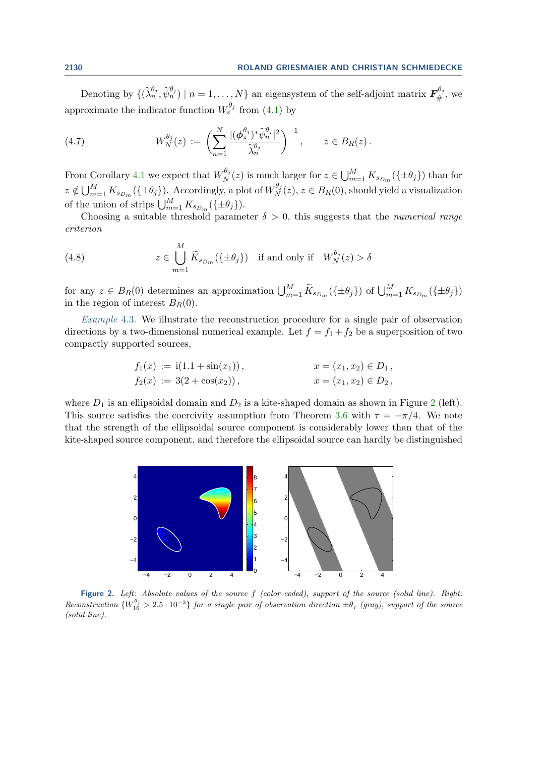Denoting by $\{(\widetilde{\lambda}_n^{\theta_j}, \widetilde{\psi}_n^{\theta_j}) \mid n = 1, \ldots, N\}$ an eigensystem of the self-adjoint matrix $\boldsymbol{F}_\#^{\theta_j}$, we approximate the indicator function $W_\varepsilon^{\theta_j}$ from (4.1) by

$$W_N^{\theta_j}(z) := \left( \sum_{n=1}^{N} \frac{|(\phi_z^{\theta_j})^* \widetilde{\psi}_n^{\theta_j}|^2}{\widetilde{\lambda}_n^{\theta_j}} \right)^{-1}, \qquad z \in B_R(z)\,. \tag{4.7}$$

From Corollary 4.1 we expect that $W_N^{\theta_j}(z)$ is much larger for $z \in \bigcup_{m=1}^M K_{s_{D_m}}(\{\pm\theta_j\})$ than for $z \notin \bigcup_{m=1}^M K_{s_{D_m}}(\{\pm\theta_j\})$. Accordingly, a plot of $W_N^{\theta_j}(z)$, $z \in B_R(0)$, should yield a visualization of the union of strips $\bigcup_{m=1}^M K_{s_{D_m}}(\{\pm\theta_j\})$.

Choosing a suitable threshold parameter $\delta > 0$, this suggests that the *numerical range criterion*

$$z \in \bigcup_{m=1}^{M} \widetilde{K}_{s_{D_m}}(\{\pm\theta_j\}) \quad \text{if and only if} \quad W_N^{\theta_j}(z) > \delta \tag{4.8}$$

for any $z \in B_R(0)$ determines an approximation $\bigcup_{m=1}^M \widetilde{K}_{s_{D_m}}(\{\pm\theta_j\})$ of $\bigcup_{m=1}^M K_{s_{D_m}}(\{\pm\theta_j\})$ in the region of interest $B_R(0)$.

*Example* 4.3. We illustrate the reconstruction procedure for a single pair of observation directions by a two-dimensional numerical example. Let $f = f_1 + f_2$ be a superposition of two compactly supported sources,

$$f_1(x) := \mathrm{i}(1.1 + \sin(x_1))\,, \qquad x = (x_1, x_2) \in D_1\,,$$
$$f_2(x) := 3(2 + \cos(x_2))\,, \qquad x = (x_1, x_2) \in D_2\,,$$

where $D_1$ is an ellipsoidal domain and $D_2$ is a kite-shaped domain as shown in Figure 2 (left). This source satisfies the coercivity assumption from Theorem 3.6 with $\tau = -\pi/4$. We note that the strength of the ellipsoidal source component is considerably lower than that of the kite-shaped source component, and therefore the ellipsoidal source can hardly be distinguished

**Figure 2.** *Left: Absolute values of the source $f$ (color coded), support of the source (solid line). Right: Reconstruction $\{W_{16}^{\theta_j} > 2.5 \cdot 10^{-3}\}$ for a single pair of observation direction $\pm\theta_j$ (gray), support of the source (solid line).*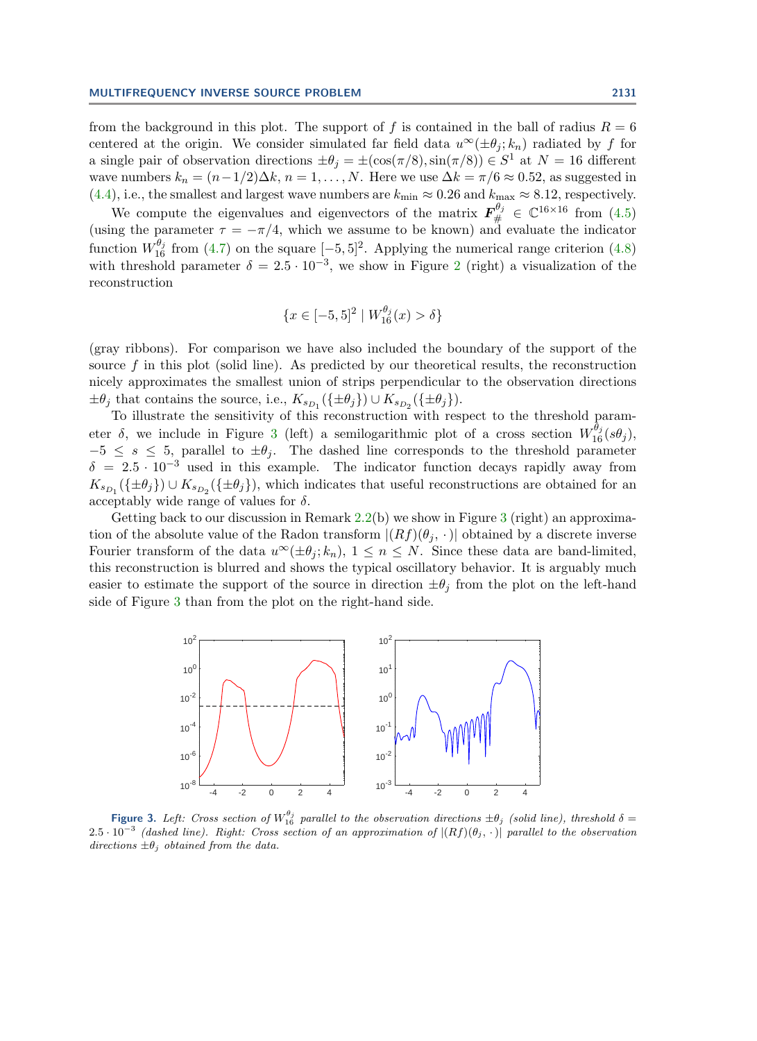from the background in this plot. The support of $f$ is contained in the ball of radius $R = 6$ centered at the origin. We consider simulated far field data $u^\infty(\pm\theta_j; k_n)$ radiated by $f$ for a single pair of observation directions $\pm\theta_j = \pm(\cos(\pi/8), \sin(\pi/8)) \in S^1$ at $N = 16$ different wave numbers $k_n = (n-1/2)\Delta k$, $n = 1, \ldots, N$. Here we use $\Delta k = \pi/6 \approx 0.52$, as suggested in (4.4), i.e., the smallest and largest wave numbers are $k_{\min} \approx 0.26$ and $k_{\max} \approx 8.12$, respectively.

We compute the eigenvalues and eigenvectors of the matrix $\boldsymbol{F}_{\#}^{\theta_j} \in \mathbb{C}^{16\times 16}$ from (4.5) (using the parameter $\tau = -\pi/4$, which we assume to be known) and evaluate the indicator function $W_{16}^{\theta_j}$ from (4.7) on the square $[-5,5]^2$. Applying the numerical range criterion (4.8) with threshold parameter $\delta = 2.5 \cdot 10^{-3}$, we show in Figure 2 (right) a visualization of the reconstruction

$$\{x \in [-5,5]^2 \mid W_{16}^{\theta_j}(x) > \delta\}$$

(gray ribbons). For comparison we have also included the boundary of the support of the source $f$ in this plot (solid line). As predicted by our theoretical results, the reconstruction nicely approximates the smallest union of strips perpendicular to the observation directions $\pm\theta_j$ that contains the source, i.e., $K_{s_{D_1}}(\{\pm\theta_j\}) \cup K_{s_{D_2}}(\{\pm\theta_j\})$.

To illustrate the sensitivity of this reconstruction with respect to the threshold parameter $\delta$, we include in Figure 3 (left) a semilogarithmic plot of a cross section $W_{16}^{\theta_j}(s\theta_j)$, $-5 \leq s \leq 5$, parallel to $\pm\theta_j$. The dashed line corresponds to the threshold parameter $\delta = 2.5 \cdot 10^{-3}$ used in this example. The indicator function decays rapidly away from $K_{s_{D_1}}(\{\pm\theta_j\}) \cup K_{s_{D_2}}(\{\pm\theta_j\})$, which indicates that useful reconstructions are obtained for an acceptably wide range of values for $\delta$.

Getting back to our discussion in Remark 2.2(b) we show in Figure 3 (right) an approximation of the absolute value of the Radon transform $|(Rf)(\theta_j, \cdot)|$ obtained by a discrete inverse Fourier transform of the data $u^\infty(\pm\theta_j; k_n)$, $1 \leq n \leq N$. Since these data are band-limited, this reconstruction is blurred and shows the typical oscillatory behavior. It is arguably much easier to estimate the support of the source in direction $\pm\theta_j$ from the plot on the left-hand side of Figure 3 than from the plot on the right-hand side.

**Figure 3.** *Left: Cross section of $W_{16}^{\theta_j}$ parallel to the observation directions $\pm\theta_j$ (solid line), threshold $\delta = 2.5 \cdot 10^{-3}$ (dashed line). Right: Cross section of an approximation of $|(Rf)(\theta_j, \cdot)|$ parallel to the observation directions $\pm\theta_j$ obtained from the data.*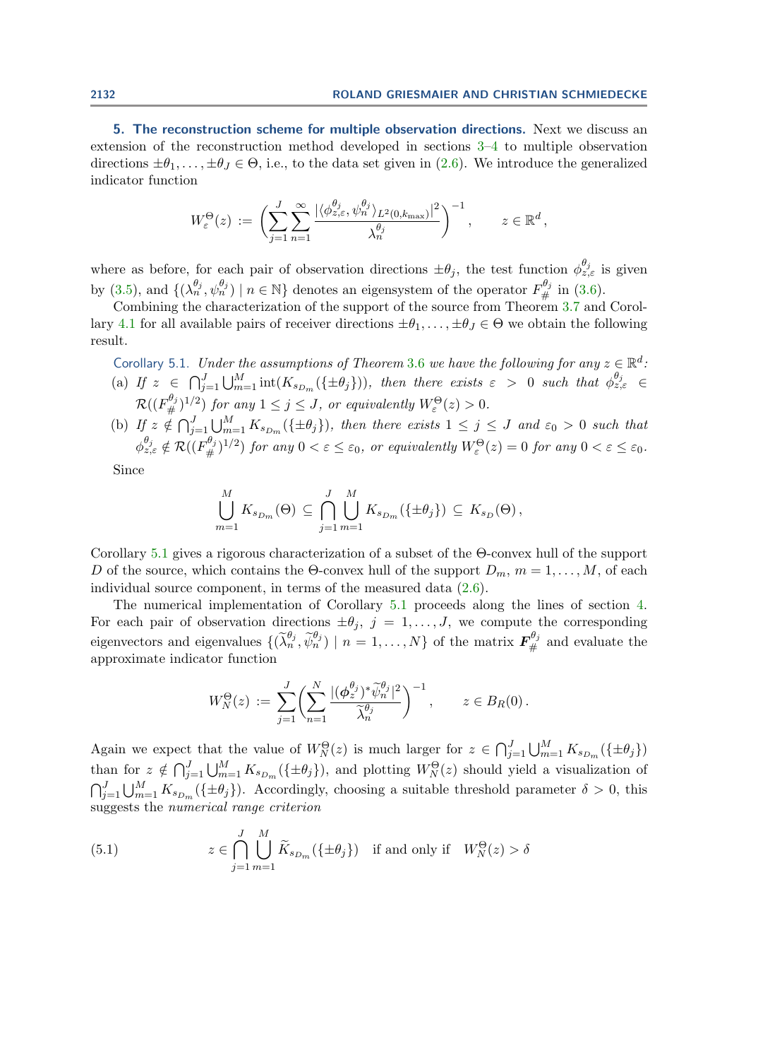## 5. The reconstruction scheme for multiple observation directions.

Next we discuss an extension of the reconstruction method developed in sections 3–4 to multiple observation directions $\pm\theta_1, \dots, \pm\theta_J \in \Theta$, i.e., to the data set given in (2.6). We introduce the generalized indicator function

$$W_\varepsilon^\Theta(z) := \left( \sum_{j=1}^{J} \sum_{n=1}^{\infty} \frac{|\langle \phi_{z,\varepsilon}^{\theta_j}, \psi_n^{\theta_j} \rangle_{L^2(0,k_{\max})}|^2}{\lambda_n^{\theta_j}} \right)^{-1}, \qquad z \in \mathbb{R}^d,$$

where as before, for each pair of observation directions $\pm\theta_j$, the test function $\phi_{z,\varepsilon}^{\theta_j}$ is given by (3.5), and $\{(\lambda_n^{\theta_j}, \psi_n^{\theta_j}) \mid n \in \mathbb{N}\}$ denotes an eigensystem of the operator $F_\#^{\theta_j}$ in (3.6).

Combining the characterization of the support of the source from Theorem 3.7 and Corollary 4.1 for all available pairs of receiver directions $\pm\theta_1, \dots, \pm\theta_J \in \Theta$ we obtain the following result.

Corollary 5.1. *Under the assumptions of Theorem 3.6 we have the following for any $z \in \mathbb{R}^d$:*

(a) *If $z \in \bigcap_{j=1}^{J} \bigcup_{m=1}^{M} \mathrm{int}(K_{s_{D_m}}(\{\pm\theta_j\}))$, then there exists $\varepsilon > 0$ such that $\phi_{z,\varepsilon}^{\theta_j} \in \mathcal{R}((F_\#^{\theta_j})^{1/2})$ for any $1 \le j \le J$, or equivalently $W_\varepsilon^\Theta(z) > 0$.*

(b) *If $z \notin \bigcap_{j=1}^{J} \bigcup_{m=1}^{M} K_{s_{D_m}}(\{\pm\theta_j\})$, then there exists $1 \le j \le J$ and $\varepsilon_0 > 0$ such that $\phi_{z,\varepsilon}^{\theta_j} \notin \mathcal{R}((F_\#^{\theta_j})^{1/2})$ for any $0 < \varepsilon \le \varepsilon_0$, or equivalently $W_\varepsilon^\Theta(z) = 0$ for any $0 < \varepsilon \le \varepsilon_0$.*

Since

$$\bigcup_{m=1}^{M} K_{s_{D_m}}(\Theta) \subseteq \bigcap_{j=1}^{J} \bigcup_{m=1}^{M} K_{s_{D_m}}(\{\pm\theta_j\}) \subseteq K_{s_D}(\Theta),$$

Corollary 5.1 gives a rigorous characterization of a subset of the $\Theta$-convex hull of the support $D$ of the source, which contains the $\Theta$-convex hull of the support $D_m$, $m = 1, \dots, M$, of each individual source component, in terms of the measured data (2.6).

The numerical implementation of Corollary 5.1 proceeds along the lines of section 4. For each pair of observation directions $\pm\theta_j$, $j = 1, \dots, J$, we compute the corresponding eigenvectors and eigenvalues $\{(\widetilde{\lambda}_n^{\theta_j}, \widetilde{\psi}_n^{\theta_j}) \mid n = 1, \dots, N\}$ of the matrix $\boldsymbol{F}_\#^{\theta_j}$ and evaluate the approximate indicator function

$$W_N^\Theta(z) := \sum_{j=1}^{J} \left( \sum_{n=1}^{N} \frac{|(\phi_z^{\theta_j})^* \widetilde{\psi}_n^{\theta_j}|^2}{\widetilde{\lambda}_n^{\theta_j}} \right)^{-1}, \qquad z \in B_R(0).$$

Again we expect that the value of $W_N^\Theta(z)$ is much larger for $z \in \bigcap_{j=1}^{J} \bigcup_{m=1}^{M} K_{s_{D_m}}(\{\pm\theta_j\})$ than for $z \notin \bigcap_{j=1}^{J} \bigcup_{m=1}^{M} K_{s_{D_m}}(\{\pm\theta_j\})$, and plotting $W_N^\Theta(z)$ should yield a visualization of $\bigcap_{j=1}^{J} \bigcup_{m=1}^{M} K_{s_{D_m}}(\{\pm\theta_j\})$. Accordingly, choosing a suitable threshold parameter $\delta > 0$, this suggests the *numerical range criterion*

$$z \in \bigcap_{j=1}^{J} \bigcup_{m=1}^{M} \widetilde{K}_{s_{D_m}}(\{\pm\theta_j\}) \quad \text{if and only if} \quad W_N^\Theta(z) > \delta \tag{5.1}$$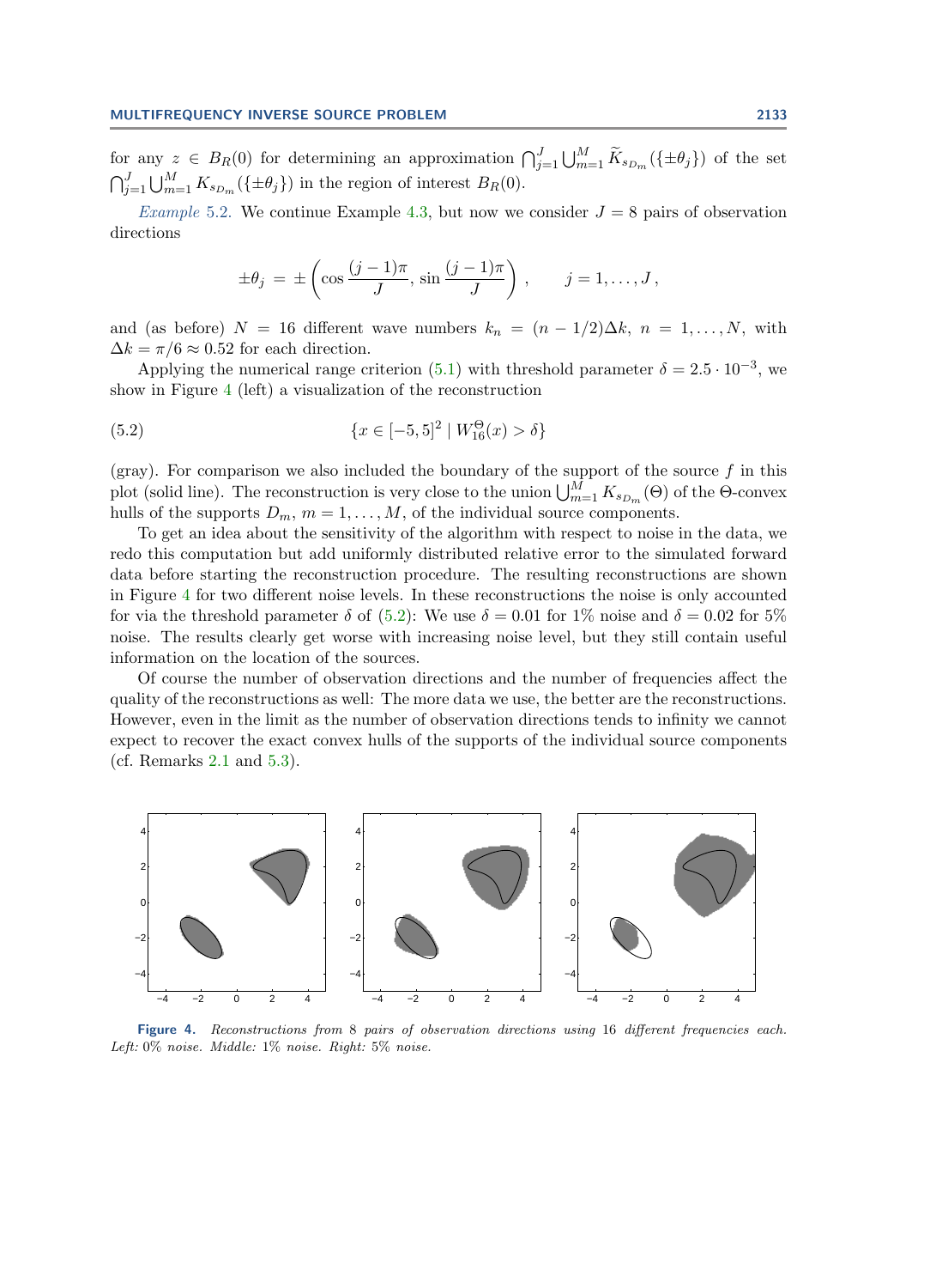for any $z \in B_R(0)$ for determining an approximation $\bigcap_{j=1}^J \bigcup_{m=1}^M \widetilde{K}_{s_{D_m}}(\{\pm\theta_j\})$ of the set $\bigcap_{j=1}^J \bigcup_{m=1}^M K_{s_{D_m}}(\{\pm\theta_j\})$ in the region of interest $B_R(0)$.

*Example* 5.2. We continue Example 4.3, but now we consider $J = 8$ pairs of observation directions

$$\pm\theta_j = \pm\left(\cos\frac{(j-1)\pi}{J}, \sin\frac{(j-1)\pi}{J}\right), \qquad j = 1, \dots, J,$$

and (as before) $N = 16$ different wave numbers $k_n = (n - 1/2)\Delta k$, $n = 1, \dots, N$, with $\Delta k = \pi/6 \approx 0.52$ for each direction.

Applying the numerical range criterion (5.1) with threshold parameter $\delta = 2.5 \cdot 10^{-3}$, we show in Figure 4 (left) a visualization of the reconstruction

$$\{x \in [-5,5]^2 \mid W_{16}^{\Theta}(x) > \delta\} \tag{5.2}$$

(gray). For comparison we also included the boundary of the support of the source $f$ in this plot (solid line). The reconstruction is very close to the union $\bigcup_{m=1}^M K_{s_{D_m}}(\Theta)$ of the $\Theta$-convex hulls of the supports $D_m$, $m = 1, \dots, M$, of the individual source components.

To get an idea about the sensitivity of the algorithm with respect to noise in the data, we redo this computation but add uniformly distributed relative error to the simulated forward data before starting the reconstruction procedure. The resulting reconstructions are shown in Figure 4 for two different noise levels. In these reconstructions the noise is only accounted for via the threshold parameter $\delta$ of (5.2): We use $\delta = 0.01$ for 1% noise and $\delta = 0.02$ for 5% noise. The results clearly get worse with increasing noise level, but they still contain useful information on the location of the sources.

Of course the number of observation directions and the number of frequencies affect the quality of the reconstructions as well: The more data we use, the better are the reconstructions. However, even in the limit as the number of observation directions tends to infinity we cannot expect to recover the exact convex hulls of the supports of the individual source components (cf. Remarks 2.1 and 5.3).

**Figure 4.** *Reconstructions from 8 pairs of observation directions using 16 different frequencies each. Left: 0% noise. Middle: 1% noise. Right: 5% noise.*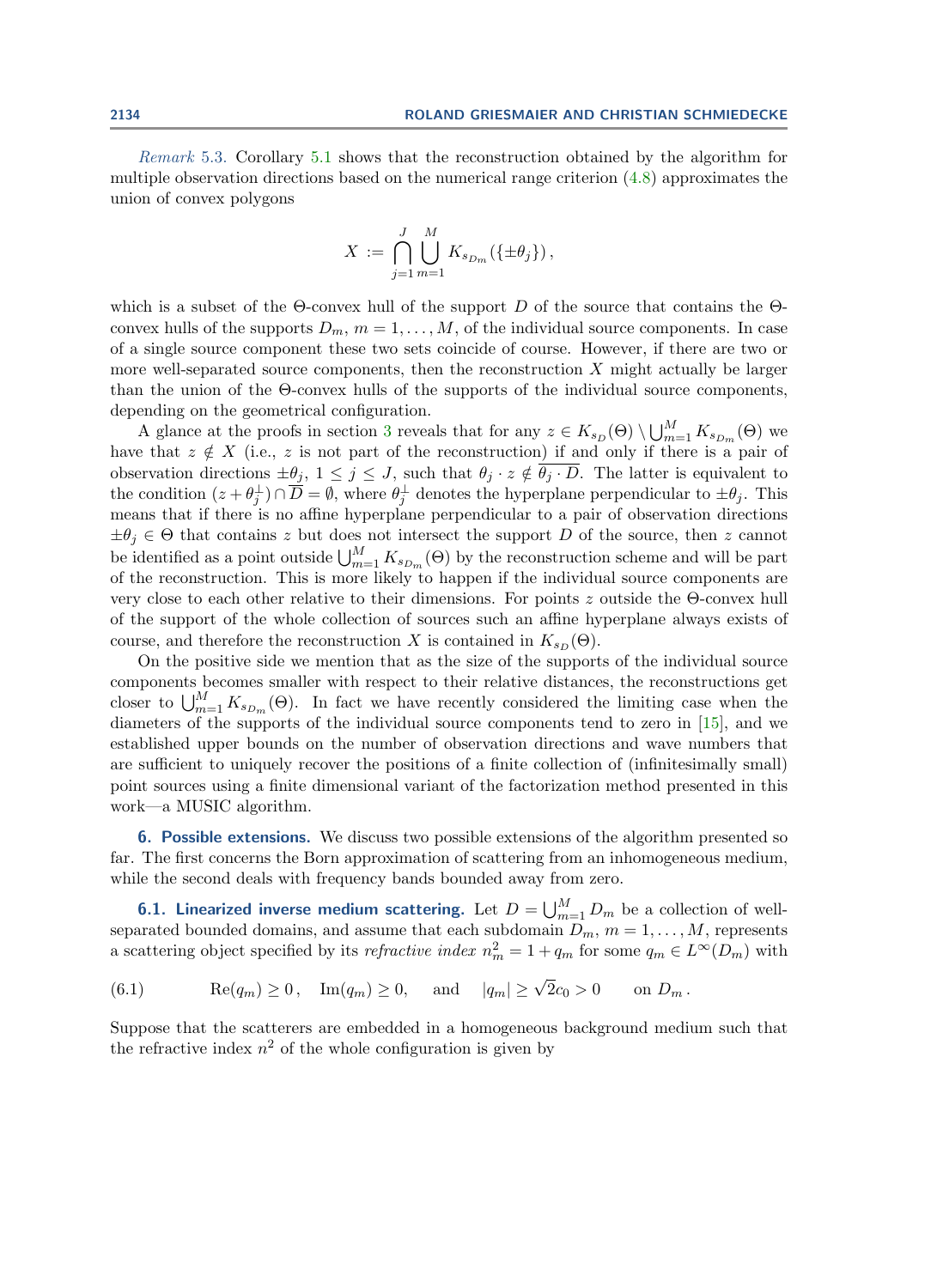*Remark* 5.3. Corollary 5.1 shows that the reconstruction obtained by the algorithm for multiple observation directions based on the numerical range criterion (4.8) approximates the union of convex polygons

$$X := \bigcap_{j=1}^{J} \bigcup_{m=1}^{M} K_{s_{D_m}}(\{\pm\theta_j\}),$$

which is a subset of the $\Theta$-convex hull of the support $D$ of the source that contains the $\Theta$-convex hulls of the supports $D_m$, $m = 1, \ldots, M$, of the individual source components. In case of a single source component these two sets coincide of course. However, if there are two or more well-separated source components, then the reconstruction $X$ might actually be larger than the union of the $\Theta$-convex hulls of the supports of the individual source components, depending on the geometrical configuration.

A glance at the proofs in section 3 reveals that for any $z \in K_{s_D}(\Theta) \setminus \bigcup_{m=1}^{M} K_{s_{D_m}}(\Theta)$ we have that $z \notin X$ (i.e., $z$ is not part of the reconstruction) if and only if there is a pair of observation directions $\pm\theta_j$, $1 \leq j \leq J$, such that $\theta_j \cdot z \notin \overline{\theta_j \cdot D}$. The latter is equivalent to the condition $(z + \theta_j^\perp) \cap \overline{D} = \emptyset$, where $\theta_j^\perp$ denotes the hyperplane perpendicular to $\pm\theta_j$. This means that if there is no affine hyperplane perpendicular to a pair of observation directions $\pm\theta_j \in \Theta$ that contains $z$ but does not intersect the support $D$ of the source, then $z$ cannot be identified as a point outside $\bigcup_{m=1}^{M} K_{s_{D_m}}(\Theta)$ by the reconstruction scheme and will be part of the reconstruction. This is more likely to happen if the individual source components are very close to each other relative to their dimensions. For points $z$ outside the $\Theta$-convex hull of the support of the whole collection of sources such an affine hyperplane always exists of course, and therefore the reconstruction $X$ is contained in $K_{s_D}(\Theta)$.

On the positive side we mention that as the size of the supports of the individual source components becomes smaller with respect to their relative distances, the reconstructions get closer to $\bigcup_{m=1}^{M} K_{s_{D_m}}(\Theta)$. In fact we have recently considered the limiting case when the diameters of the supports of the individual source components tend to zero in [15], and we established upper bounds on the number of observation directions and wave numbers that are sufficient to uniquely recover the positions of a finite collection of (infinitesimally small) point sources using a finite dimensional variant of the factorization method presented in this work—a MUSIC algorithm.

## 6. Possible extensions.

We discuss two possible extensions of the algorithm presented so far. The first concerns the Born approximation of scattering from an inhomogeneous medium, while the second deals with frequency bands bounded away from zero.

### 6.1. Linearized inverse medium scattering.

Let $D = \bigcup_{m=1}^{M} D_m$ be a collection of well-separated bounded domains, and assume that each subdomain $D_m$, $m = 1, \ldots, M$, represents a scattering object specified by its *refractive index* $n_m^2 = 1 + q_m$ for some $q_m \in L^\infty(D_m)$ with

$$\mathrm{Re}(q_m) \geq 0\,, \quad \mathrm{Im}(q_m) \geq 0, \quad \text{and} \quad |q_m| \geq \sqrt{2}c_0 > 0 \quad \text{on } D_m\,. \tag{6.1}$$

Suppose that the scatterers are embedded in a homogeneous background medium such that the refractive index $n^2$ of the whole configuration is given by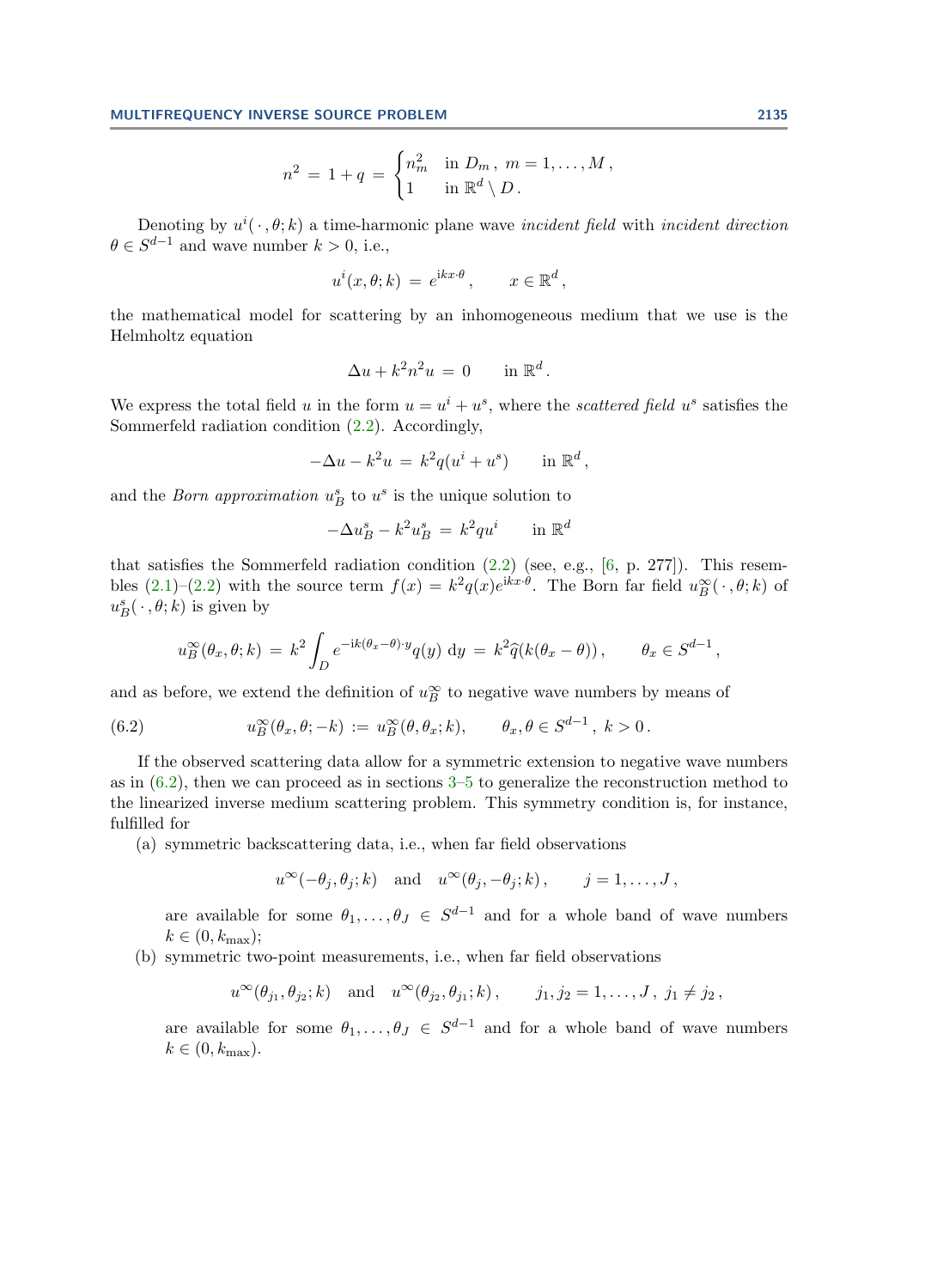$$
n^2 \,=\, 1 + q \,=\, \begin{cases} n_m^2 & \text{in } D_m\,,\ m = 1,\dots,M\,,\\ 1 & \text{in } \mathbb{R}^d \setminus D\,. \end{cases}
$$

Denoting by $u^i(\,\cdot\,,\theta;k)$ a time-harmonic plane wave *incident field* with *incident direction* $\theta \in S^{d-1}$ and wave number $k > 0$, i.e.,

$$
u^i(x,\theta;k) \,=\, e^{\mathrm{i}kx\cdot\theta}\,, \qquad x \in \mathbb{R}^d\,,
$$

the mathematical model for scattering by an inhomogeneous medium that we use is the Helmholtz equation

$$
\Delta u + k^2 n^2 u \,=\, 0 \qquad \text{in } \mathbb{R}^d\,.
$$

We express the total field $u$ in the form $u = u^i + u^s$, where the *scattered field* $u^s$ satisfies the Sommerfeld radiation condition (2.2). Accordingly,

$$
-\Delta u - k^2 u \,=\, k^2 q (u^i + u^s) \qquad \text{in } \mathbb{R}^d\,,
$$

and the *Born approximation* $u_B^s$ to $u^s$ is the unique solution to

$$
-\Delta u_B^s - k^2 u_B^s \,=\, k^2 q u^i \qquad \text{in } \mathbb{R}^d
$$

that satisfies the Sommerfeld radiation condition (2.2) (see, e.g., [6, p. 277]). This resembles (2.1)–(2.2) with the source term $f(x) = k^2 q(x) e^{\mathrm{i}kx\cdot\theta}$. The Born far field $u_B^\infty(\,\cdot\,,\theta;k)$ of $u_B^s(\,\cdot\,,\theta;k)$ is given by

$$
u_B^\infty(\theta_x,\theta;k) \,=\, k^2 \int_D e^{-\mathrm{i}k(\theta_x-\theta)\cdot y} q(y)\,\mathrm{d}y \,=\, k^2 \widehat{q}(k(\theta_x - \theta))\,, \qquad \theta_x \in S^{d-1}\,,
$$

and as before, we extend the definition of $u_B^\infty$ to negative wave numbers by means of

$$
u_B^\infty(\theta_x,\theta;-k) \,:=\, u_B^\infty(\theta,\theta_x;k), \qquad \theta_x,\theta \in S^{d-1}\,,\ k > 0\,. \tag{6.2}
$$

If the observed scattering data allow for a symmetric extension to negative wave numbers as in (6.2), then we can proceed as in sections 3–5 to generalize the reconstruction method to the linearized inverse medium scattering problem. This symmetry condition is, for instance, fulfilled for

(a) symmetric backscattering data, i.e., when far field observations

$$
u^\infty(-\theta_j,\theta_j;k) \quad \text{and} \quad u^\infty(\theta_j,-\theta_j;k)\,, \qquad j = 1,\dots,J\,,
$$

are available for some $\theta_1,\dots,\theta_J \in S^{d-1}$ and for a whole band of wave numbers $k \in (0,k_{\max})$;

(b) symmetric two-point measurements, i.e., when far field observations

$$
u^\infty(\theta_{j_1},\theta_{j_2};k) \quad \text{and} \quad u^\infty(\theta_{j_2},\theta_{j_1};k)\,, \qquad j_1,j_2 = 1,\dots,J\,,\ j_1 \neq j_2\,,
$$

are available for some $\theta_1,\dots,\theta_J \in S^{d-1}$ and for a whole band of wave numbers $k \in (0,k_{\max})$.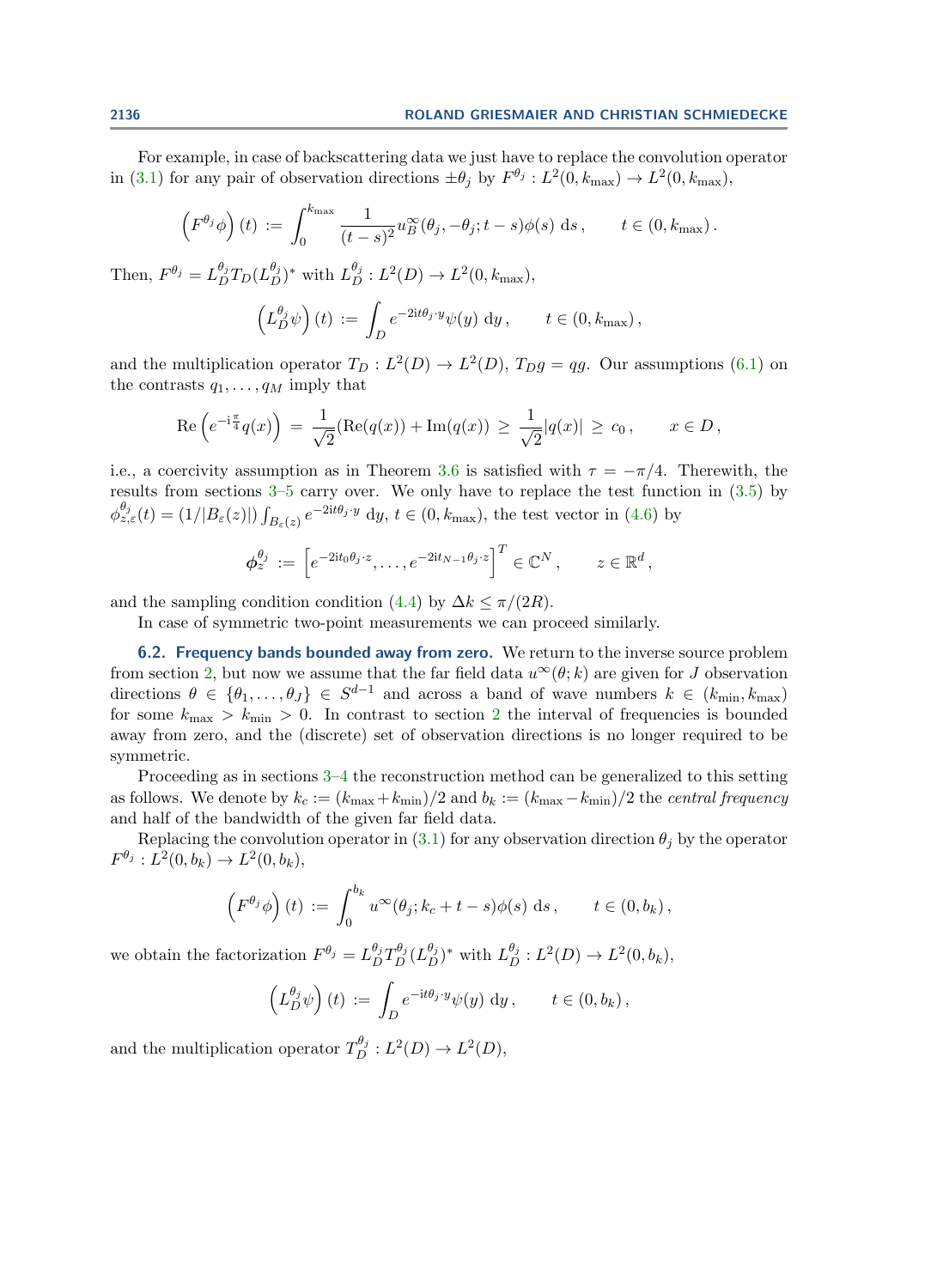For example, in case of backscattering data we just have to replace the convolution operator in (3.1) for any pair of observation directions $\pm\theta_j$ by $F^{\theta_j} : L^2(0, k_{\max}) \to L^2(0, k_{\max})$,

$$\left(F^{\theta_j}\phi\right)(t) := \int_0^{k_{\max}} \frac{1}{(t-s)^2} u_B^\infty(\theta_j, -\theta_j; t-s)\phi(s)\, \mathrm{d}s\,, \qquad t \in (0, k_{\max})\,.$$

Then, $F^{\theta_j} = L_D^{\theta_j} T_D (L_D^{\theta_j})^*$ with $L_D^{\theta_j} : L^2(D) \to L^2(0, k_{\max})$,

$$\left(L_D^{\theta_j}\psi\right)(t) := \int_D e^{-2\mathrm{i}t\theta_j\cdot y}\psi(y)\, \mathrm{d}y\,, \qquad t \in (0, k_{\max})\,,$$

and the multiplication operator $T_D : L^2(D) \to L^2(D)$, $T_D g = qg$. Our assumptions (6.1) on the contrasts $q_1, \ldots, q_M$ imply that

$$\mathrm{Re}\left(e^{-\mathrm{i}\frac{\pi}{4}}q(x)\right) = \frac{1}{\sqrt{2}}(\mathrm{Re}(q(x)) + \mathrm{Im}(q(x)) \geq \frac{1}{\sqrt{2}}|q(x)| \geq c_0\,, \qquad x \in D\,,$$

i.e., a coercivity assumption as in Theorem 3.6 is satisfied with $\tau = -\pi/4$. Therewith, the results from sections 3–5 carry over. We only have to replace the test function in (3.5) by $\phi_{z,\varepsilon}^{\theta_j}(t) = (1/|B_\varepsilon(z)|)\int_{B_\varepsilon(z)} e^{-2\mathrm{i}t\theta_j\cdot y}\, \mathrm{d}y$, $t \in (0, k_{\max})$, the test vector in (4.6) by

$$\boldsymbol{\phi}_z^{\theta_j} := \left[e^{-2\mathrm{i}t_0\theta_j\cdot z}, \ldots, e^{-2\mathrm{i}t_{N-1}\theta_j\cdot z}\right]^T \in \mathbb{C}^N\,, \qquad z \in \mathbb{R}^d\,,$$

and the sampling condition condition (4.4) by $\Delta k \leq \pi/(2R)$.

In case of symmetric two-point measurements we can proceed similarly.

### 6.2. Frequency bands bounded away from zero.

We return to the inverse source problem from section 2, but now we assume that the far field data $u^\infty(\theta; k)$ are given for $J$ observation directions $\theta \in \{\theta_1, \ldots, \theta_J\} \in S^{d-1}$ and across a band of wave numbers $k \in (k_{\min}, k_{\max})$ for some $k_{\max} > k_{\min} > 0$. In contrast to section 2 the interval of frequencies is bounded away from zero, and the (discrete) set of observation directions is no longer required to be symmetric.

Proceeding as in sections 3–4 the reconstruction method can be generalized to this setting as follows. We denote by $k_c := (k_{\max} + k_{\min})/2$ and $b_k := (k_{\max} - k_{\min})/2$ the *central frequency* and half of the bandwidth of the given far field data.

Replacing the convolution operator in (3.1) for any observation direction $\theta_j$ by the operator $F^{\theta_j} : L^2(0, b_k) \to L^2(0, b_k)$,

$$\left(F^{\theta_j}\phi\right)(t) := \int_0^{b_k} u^\infty(\theta_j; k_c + t - s)\phi(s)\, \mathrm{d}s\,, \qquad t \in (0, b_k)\,,$$

we obtain the factorization $F^{\theta_j} = L_D^{\theta_j} T_D^{\theta_j} (L_D^{\theta_j})^*$ with $L_D^{\theta_j} : L^2(D) \to L^2(0, b_k)$,

$$\left(L_D^{\theta_j}\psi\right)(t) := \int_D e^{-\mathrm{i}t\theta_j\cdot y}\psi(y)\, \mathrm{d}y\,, \qquad t \in (0, b_k)\,,$$

and the multiplication operator $T_D^{\theta_j} : L^2(D) \to L^2(D)$,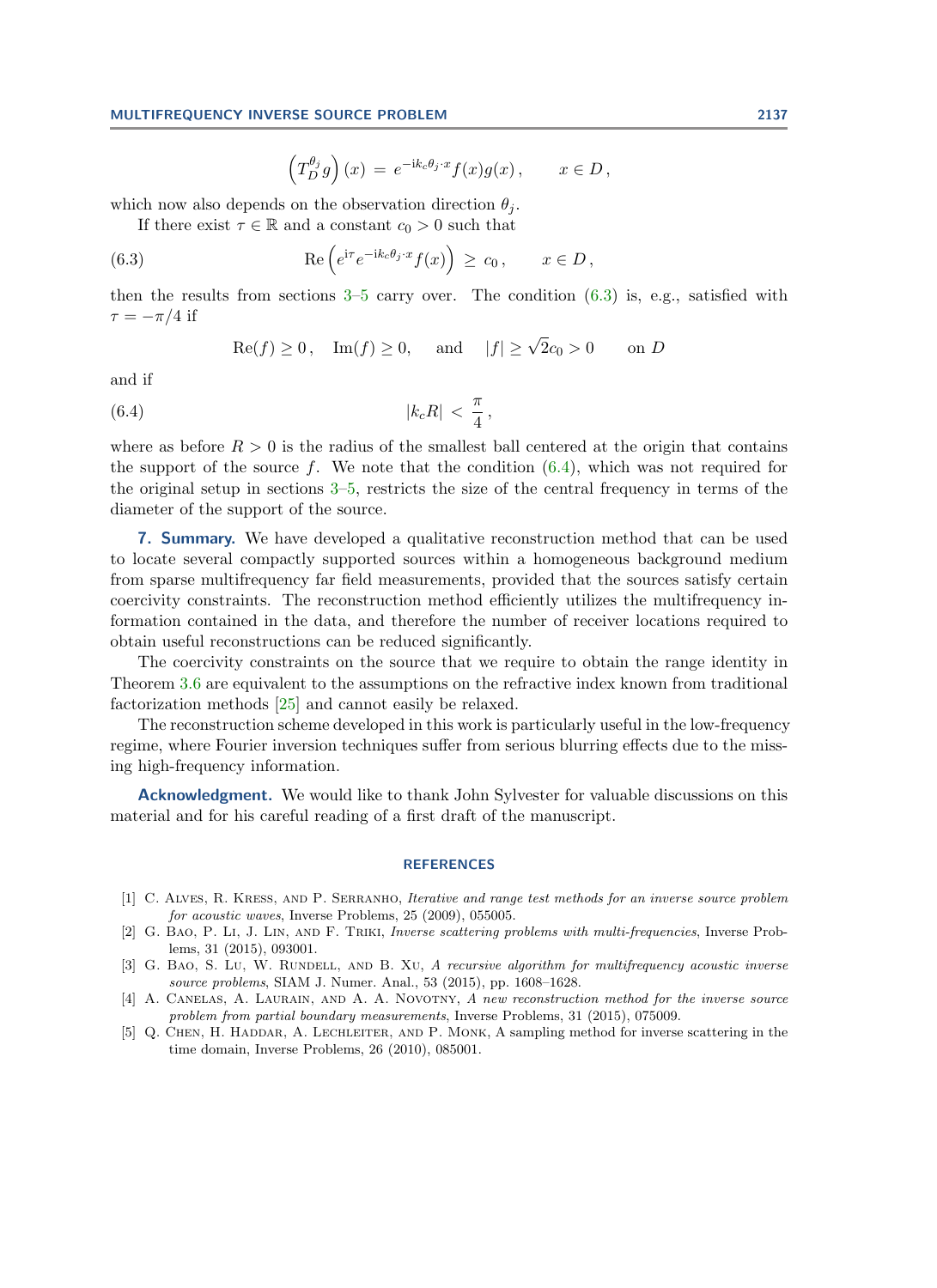$$\left(T_D^{\theta_j} g\right)(x) \,=\, e^{-\mathrm{i}k_c\theta_j\cdot x} f(x) g(x)\,, \qquad x \in D\,,$$

which now also depends on the observation direction $\theta_j$.

If there exist $\tau \in \mathbb{R}$ and a constant $c_0 > 0$ such that

$$\operatorname{Re}\left(e^{\mathrm{i}\tau} e^{-\mathrm{i}k_c\theta_j\cdot x} f(x)\right) \,\geq\, c_0\,, \qquad x \in D\,, \tag{6.3}$$

then the results from sections 3–5 carry over. The condition (6.3) is, e.g., satisfied with $\tau = -\pi/4$ if

$$\operatorname{Re}(f) \geq 0\,, \quad \operatorname{Im}(f) \geq 0, \quad \text{and} \quad |f| \geq \sqrt{2}c_0 > 0 \qquad \text{on } D$$

and if

$$|k_c R| \,<\, \frac{\pi}{4}\,, \tag{6.4}$$

where as before $R > 0$ is the radius of the smallest ball centered at the origin that contains the support of the source $f$. We note that the condition (6.4), which was not required for the original setup in sections 3–5, restricts the size of the central frequency in terms of the diameter of the support of the source.

**7. Summary.** We have developed a qualitative reconstruction method that can be used to locate several compactly supported sources within a homogeneous background medium from sparse multifrequency far field measurements, provided that the sources satisfy certain coercivity constraints. The reconstruction method efficiently utilizes the multifrequency information contained in the data, and therefore the number of receiver locations required to obtain useful reconstructions can be reduced significantly.

The coercivity constraints on the source that we require to obtain the range identity in Theorem 3.6 are equivalent to the assumptions on the refractive index known from traditional factorization methods [25] and cannot easily be relaxed.

The reconstruction scheme developed in this work is particularly useful in the low-frequency regime, where Fourier inversion techniques suffer from serious blurring effects due to the missing high-frequency information.

**Acknowledgment.** We would like to thank John Sylvester for valuable discussions on this material and for his careful reading of a first draft of the manuscript.

## REFERENCES

[1] C. Alves, R. Kress, and P. Serranho, *Iterative and range test methods for an inverse source problem for acoustic waves*, Inverse Problems, 25 (2009), 055005.

[2] G. Bao, P. Li, J. Lin, and F. Triki, *Inverse scattering problems with multi-frequencies*, Inverse Problems, 31 (2015), 093001.

[3] G. Bao, S. Lu, W. Rundell, and B. Xu, *A recursive algorithm for multifrequency acoustic inverse source problems*, SIAM J. Numer. Anal., 53 (2015), pp. 1608–1628.

[4] A. Canelas, A. Laurain, and A. A. Novotny, *A new reconstruction method for the inverse source problem from partial boundary measurements*, Inverse Problems, 31 (2015), 075009.

[5] Q. Chen, H. Haddar, A. Lechleiter, and P. Monk, A sampling method for inverse scattering in the time domain, Inverse Problems, 26 (2010), 085001.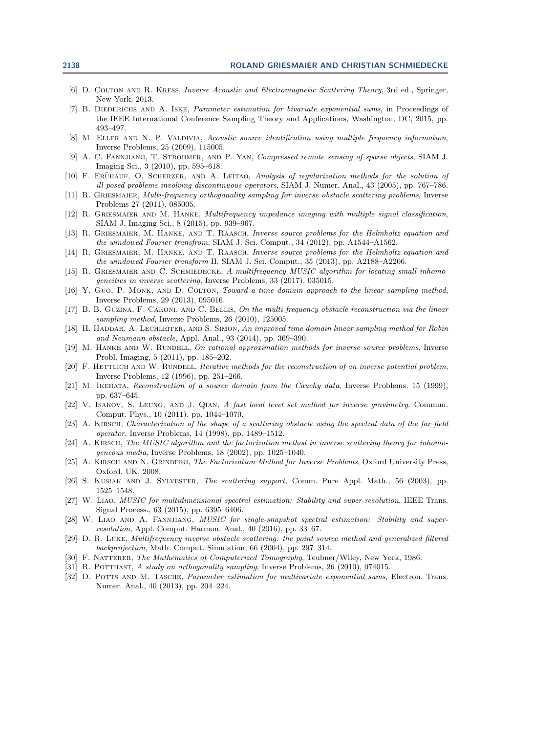[6] D. Colton and R. Kress, *Inverse Acoustic and Electromagnetic Scattering Theory*, 3rd ed., Springer, New York, 2013.

[7] B. Diederichs and A. Iske, *Parameter estimation for bivariate exponential sums*, in Proceedings of the IEEE International Conference Sampling Theory and Applications, Washington, DC, 2015, pp. 493–497.

[8] M. Eller and N. P. Valdivia, *Acoustic source identification using multiple frequency information*, Inverse Problems, 25 (2009), 115005.

[9] A. C. Fannjiang, T. Strohmer, and P. Yan, *Compressed remote sensing of sparse objects*, SIAM J. Imaging Sci., 3 (2010), pp. 595–618.

[10] F. Frühauf, O. Scherzer, and A. Leitao, *Analysis of regularization methods for the solution of ill-posed problems involving discontinuous operators*, SIAM J. Numer. Anal., 43 (2005), pp. 767–786.

[11] R. Griesmaier, *Multi-frequency orthogonality sampling for inverse obstacle scattering problems*, Inverse Problems 27 (2011), 085005.

[12] R. Griesmaier and M. Hanke, *Multifrequency impedance imaging with multiple signal classification*, SIAM J. Imaging Sci., 8 (2015), pp. 939–967.

[13] R. Griesmaier, M. Hanke, and T. Raasch, *Inverse source problems for the Helmholtz equation and the windowed Fourier transfrom*, SIAM J. Sci. Comput., 34 (2012), pp. A1544–A1562.

[14] R. Griesmaier, M. Hanke, and T. Raasch, *Inverse source problems for the Helmholtz equation and the windowed Fourier transform* II, SIAM J. Sci. Comput., 35 (2013), pp. A2188–A2206.

[15] R. Griesmaier and C. Schmiedecke, *A multifrequency MUSIC algorithm for locating small inhomogeneities in inverse scattering*, Inverse Problems, 33 (2017), 035015.

[16] Y. Guo, P. Monk, and D. Colton, *Toward a time domain approach to the linear sampling method*, Inverse Problems, 29 (2013), 095016.

[17] B. B. Guzina, F. Cakoni, and C. Bellis, *On the multi-frequency obstacle reconstruction via the linear sampling method*, Inverse Problems, 26 (2010), 125005.

[18] H. Haddar, A. Lechleiter, and S. Simon, *An improved time domain linear sampling method for Robin and Neumann obstacle*, Appl. Anal., 93 (2014), pp. 369–390.

[19] M. Hanke and W. Rundell, *On rational approximation methods for inverse source problems*, Inverse Probl. Imaging, 5 (2011), pp. 185–202.

[20] F. Hettlich and W. Rundell, *Iterative methods for the reconstruction of an inverse potential problem*, Inverse Problems, 12 (1996), pp. 251–266.

[21] M. Ikehata, *Reconstruction of a source domain from the Cauchy data*, Inverse Problems, 15 (1999), pp. 637–645.

[22] V. Isakov, S. Leung, and J. Qian, *A fast local level set method for inverse gravimetry*, Commun. Comput. Phys., 10 (2011), pp. 1044–1070.

[23] A. Kirsch, *Characterization of the shape of a scattering obstacle using the spectral data of the far field operator*, Inverse Problems, 14 (1998), pp. 1489–1512.

[24] A. Kirsch, *The MUSIC algorithm and the factorization method in inverse scattering theory for inhomogeneous media*, Inverse Problems, 18 (2002), pp. 1025–1040.

[25] A. Kirsch and N. Grinberg, *The Factorization Method for Inverse Problems*, Oxford University Press, Oxford, UK, 2008.

[26] S. Kusiak and J. Sylvester, *The scattering support*, Comm. Pure Appl. Math., 56 (2003), pp. 1525–1548.

[27] W. Liao, *MUSIC for multidimensional spectral estimation: Stability and super-resolution*, IEEE Trans. Signal Process., 63 (2015), pp. 6395–6406.

[28] W. Liao and A. Fannjiang, *MUSIC for single-snapshot spectral estimation: Stability and super-resolution*, Appl. Comput. Harmon. Anal., 40 (2016), pp. 33–67.

[29] D. R. Luke, *Multifrequency inverse obstacle scattering: the point source method and generalized filtered backprojection*, Math. Comput. Simulation, 66 (2004), pp. 297–314.

[30] F. Natterer, *The Mathematics of Computerized Tomography*, Teubner/Wiley, New York, 1986.

[31] R. Potthast, *A study on orthogonality sampling*, Inverse Problems, 26 (2010), 074015.

[32] D. Potts and M. Tasche, *Parameter estimation for multivariate exponential sums*, Electron. Trans. Numer. Anal., 40 (2013), pp. 204–224.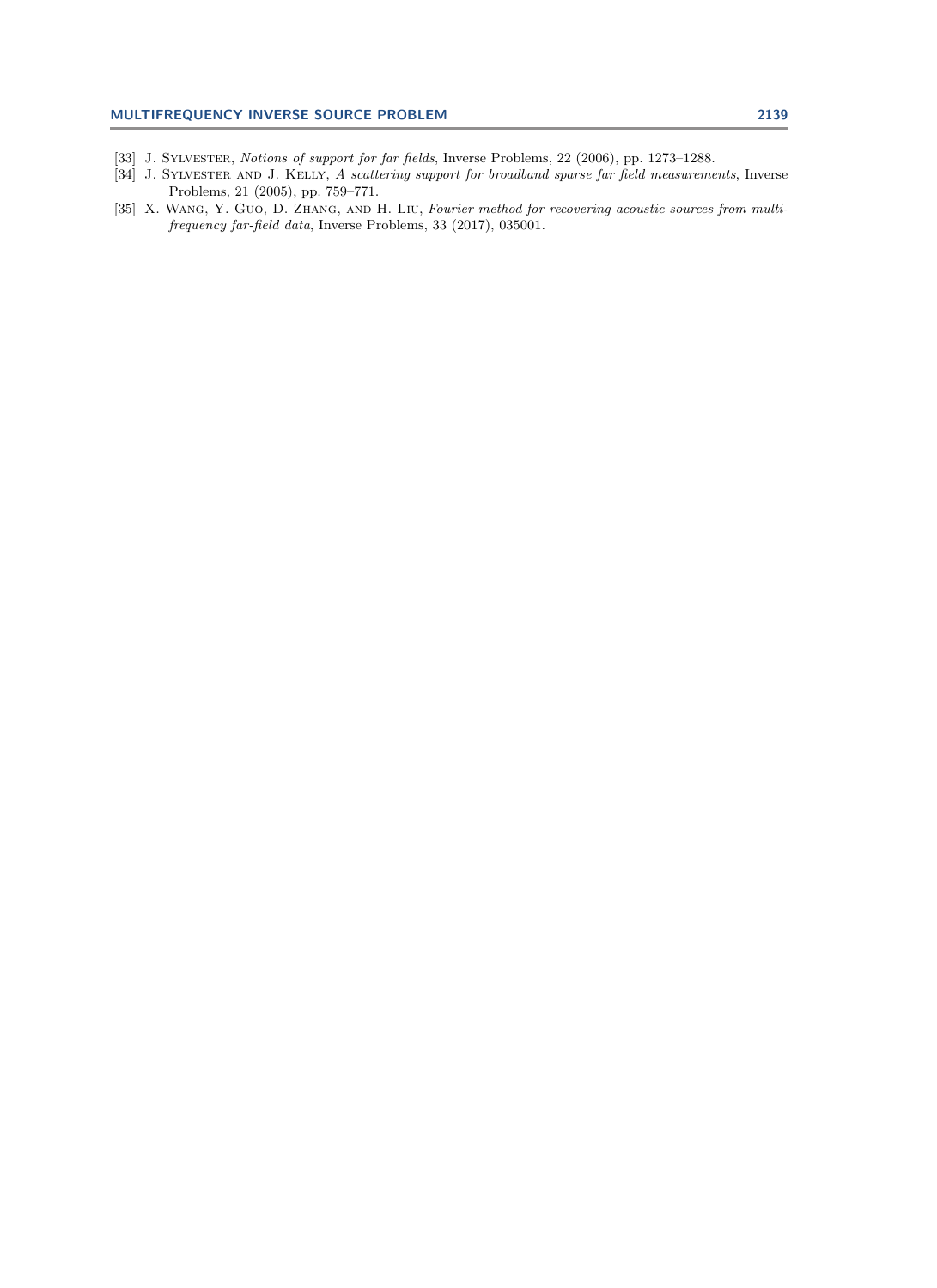[33] J. Sylvester, *Notions of support for far fields*, Inverse Problems, 22 (2006), pp. 1273–1288.

[34] J. Sylvester and J. Kelly, *A scattering support for broadband sparse far field measurements*, Inverse Problems, 21 (2005), pp. 759–771.

[35] X. Wang, Y. Guo, D. Zhang, and H. Liu, *Fourier method for recovering acoustic sources from multi-frequency far-field data*, Inverse Problems, 33 (2017), 035001.